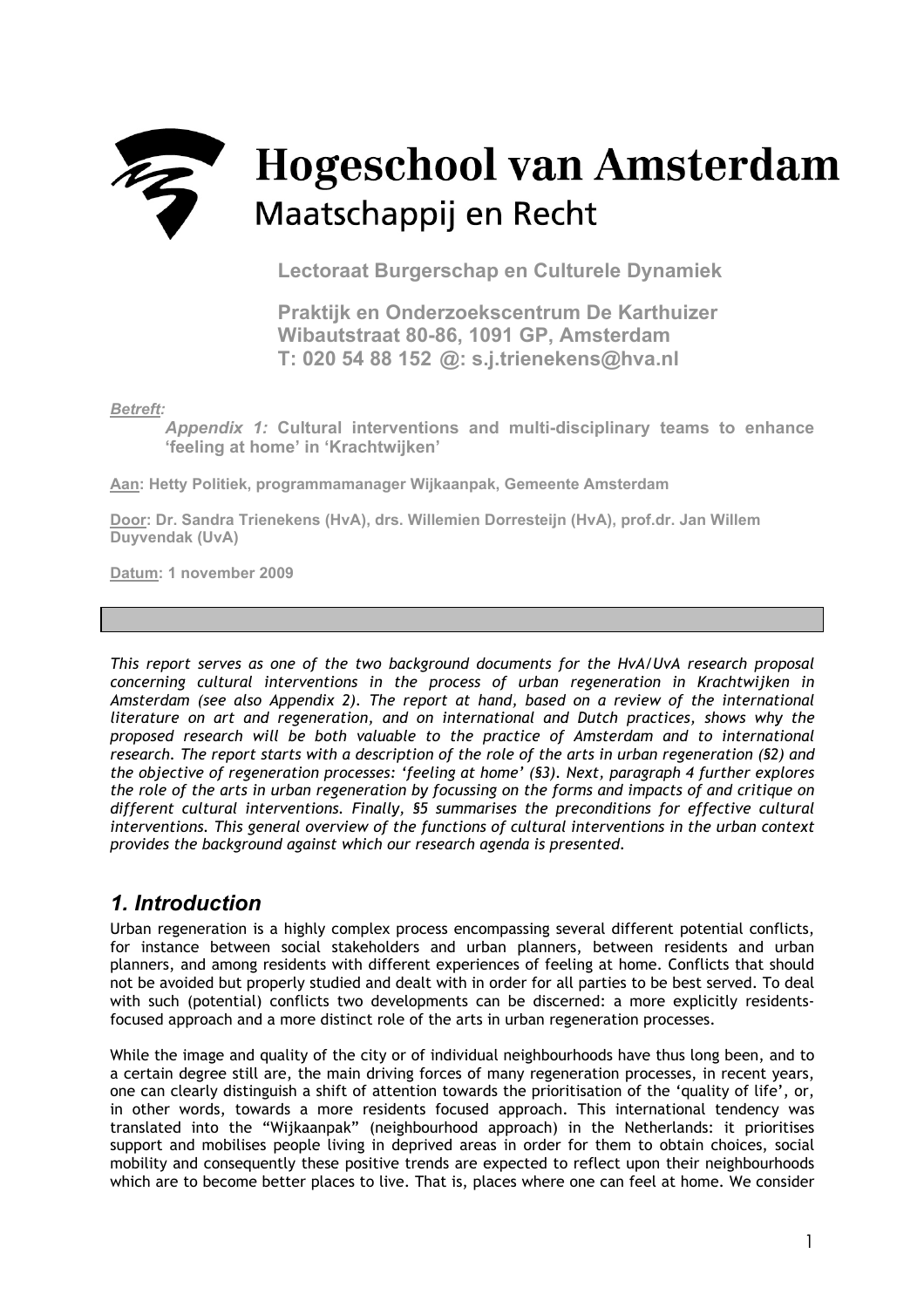# Hogeschool van Amsterdam

Maatschappij en Recht

**Lectoraat Burgerschap en Culturele Dynamiek**

**Praktijk en Onderzoekscentrum De Karthuizer**
**Wibautstraat 80-86, 1091 GP, Amsterdam**
**T: 020 54 88 152 @: s.j.trienekens@hva.nl**

***Betreft:***

> ***Appendix 1:*** **Cultural interventions and multi-disciplinary teams to enhance 'feeling at home' in 'Krachtwijken'**

**Aan: Hetty Politiek, programmamanager Wijkaanpak, Gemeente Amsterdam**

**Door: Dr. Sandra Trienekens (HvA), drs. Willemien Dorresteijn (HvA), prof.dr. Jan Willem Duyvendak (UvA)**

**Datum: 1 november 2009**

---

*This report serves as one of the two background documents for the HvA/UvA research proposal concerning cultural interventions in the process of urban regeneration in Krachtwijken in Amsterdam (see also Appendix 2). The report at hand, based on a review of the international literature on art and regeneration, and on international and Dutch practices, shows why the proposed research will be both valuable to the practice of Amsterdam and to international research. The report starts with a description of the role of the arts in urban regeneration (§2) and the objective of regeneration processes: 'feeling at home' (§3). Next, paragraph 4 further explores the role of the arts in urban regeneration by focussing on the forms and impacts of and critique on different cultural interventions. Finally, §5 summarises the preconditions for effective cultural interventions. This general overview of the functions of cultural interventions in the urban context provides the background against which our research agenda is presented.*

## *1. Introduction*

Urban regeneration is a highly complex process encompassing several different potential conflicts, for instance between social stakeholders and urban planners, between residents and urban planners, and among residents with different experiences of feeling at home. Conflicts that should not be avoided but properly studied and dealt with in order for all parties to be best served. To deal with such (potential) conflicts two developments can be discerned: a more explicitly residents-focused approach and a more distinct role of the arts in urban regeneration processes.

While the image and quality of the city or of individual neighbourhoods have thus long been, and to a certain degree still are, the main driving forces of many regeneration processes, in recent years, one can clearly distinguish a shift of attention towards the prioritisation of the 'quality of life', or, in other words, towards a more residents focused approach. This international tendency was translated into the "Wijkaanpak" (neighbourhood approach) in the Netherlands: it prioritises support and mobilises people living in deprived areas in order for them to obtain choices, social mobility and consequently these positive trends are expected to reflect upon their neighbourhoods which are to become better places to live. That is, places where one can feel at home. We consider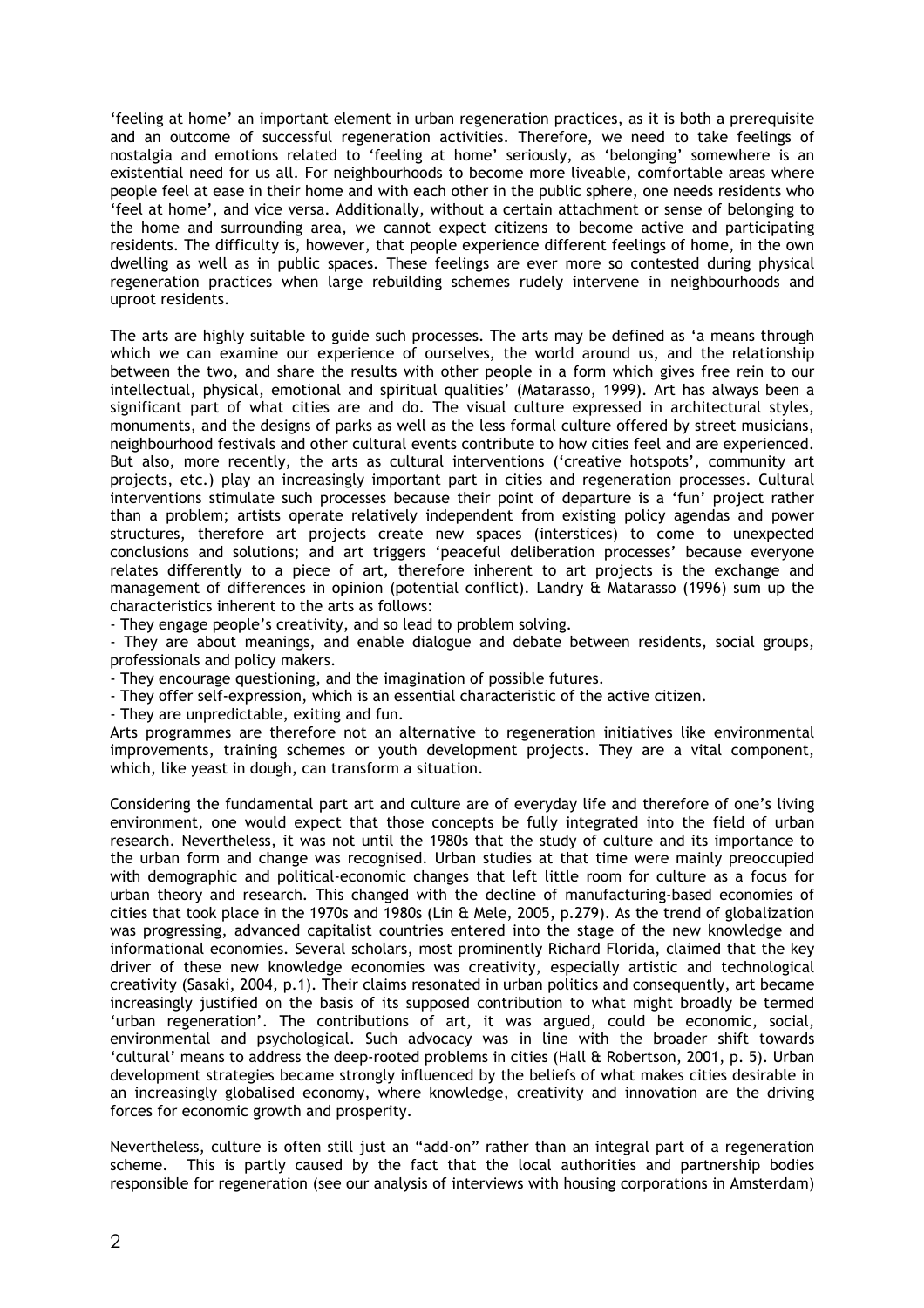'feeling at home' an important element in urban regeneration practices, as it is both a prerequisite and an outcome of successful regeneration activities. Therefore, we need to take feelings of nostalgia and emotions related to 'feeling at home' seriously, as 'belonging' somewhere is an existential need for us all. For neighbourhoods to become more liveable, comfortable areas where people feel at ease in their home and with each other in the public sphere, one needs residents who 'feel at home', and vice versa. Additionally, without a certain attachment or sense of belonging to the home and surrounding area, we cannot expect citizens to become active and participating residents. The difficulty is, however, that people experience different feelings of home, in the own dwelling as well as in public spaces. These feelings are ever more so contested during physical regeneration practices when large rebuilding schemes rudely intervene in neighbourhoods and uproot residents.

The arts are highly suitable to guide such processes. The arts may be defined as 'a means through which we can examine our experience of ourselves, the world around us, and the relationship between the two, and share the results with other people in a form which gives free rein to our intellectual, physical, emotional and spiritual qualities' (Matarasso, 1999). Art has always been a significant part of what cities are and do. The visual culture expressed in architectural styles, monuments, and the designs of parks as well as the less formal culture offered by street musicians, neighbourhood festivals and other cultural events contribute to how cities feel and are experienced. But also, more recently, the arts as cultural interventions ('creative hotspots', community art projects, etc.) play an increasingly important part in cities and regeneration processes. Cultural interventions stimulate such processes because their point of departure is a 'fun' project rather than a problem; artists operate relatively independent from existing policy agendas and power structures, therefore art projects create new spaces (interstices) to come to unexpected conclusions and solutions; and art triggers 'peaceful deliberation processes' because everyone relates differently to a piece of art, therefore inherent to art projects is the exchange and management of differences in opinion (potential conflict). Landry & Matarasso (1996) sum up the characteristics inherent to the arts as follows:

- They engage people's creativity, and so lead to problem solving.
- They are about meanings, and enable dialogue and debate between residents, social groups, professionals and policy makers.
- They encourage questioning, and the imagination of possible futures.
- They offer self-expression, which is an essential characteristic of the active citizen.
- They are unpredictable, exiting and fun.

Arts programmes are therefore not an alternative to regeneration initiatives like environmental improvements, training schemes or youth development projects. They are a vital component, which, like yeast in dough, can transform a situation.

Considering the fundamental part art and culture are of everyday life and therefore of one's living environment, one would expect that those concepts be fully integrated into the field of urban research. Nevertheless, it was not until the 1980s that the study of culture and its importance to the urban form and change was recognised. Urban studies at that time were mainly preoccupied with demographic and political-economic changes that left little room for culture as a focus for urban theory and research. This changed with the decline of manufacturing-based economies of cities that took place in the 1970s and 1980s (Lin & Mele, 2005, p.279). As the trend of globalization was progressing, advanced capitalist countries entered into the stage of the new knowledge and informational economies. Several scholars, most prominently Richard Florida, claimed that the key driver of these new knowledge economies was creativity, especially artistic and technological creativity (Sasaki, 2004, p.1). Their claims resonated in urban politics and consequently, art became increasingly justified on the basis of its supposed contribution to what might broadly be termed 'urban regeneration'. The contributions of art, it was argued, could be economic, social, environmental and psychological. Such advocacy was in line with the broader shift towards 'cultural' means to address the deep-rooted problems in cities (Hall & Robertson, 2001, p. 5). Urban development strategies became strongly influenced by the beliefs of what makes cities desirable in an increasingly globalised economy, where knowledge, creativity and innovation are the driving forces for economic growth and prosperity.

Nevertheless, culture is often still just an "add-on" rather than an integral part of a regeneration scheme. This is partly caused by the fact that the local authorities and partnership bodies responsible for regeneration (see our analysis of interviews with housing corporations in Amsterdam)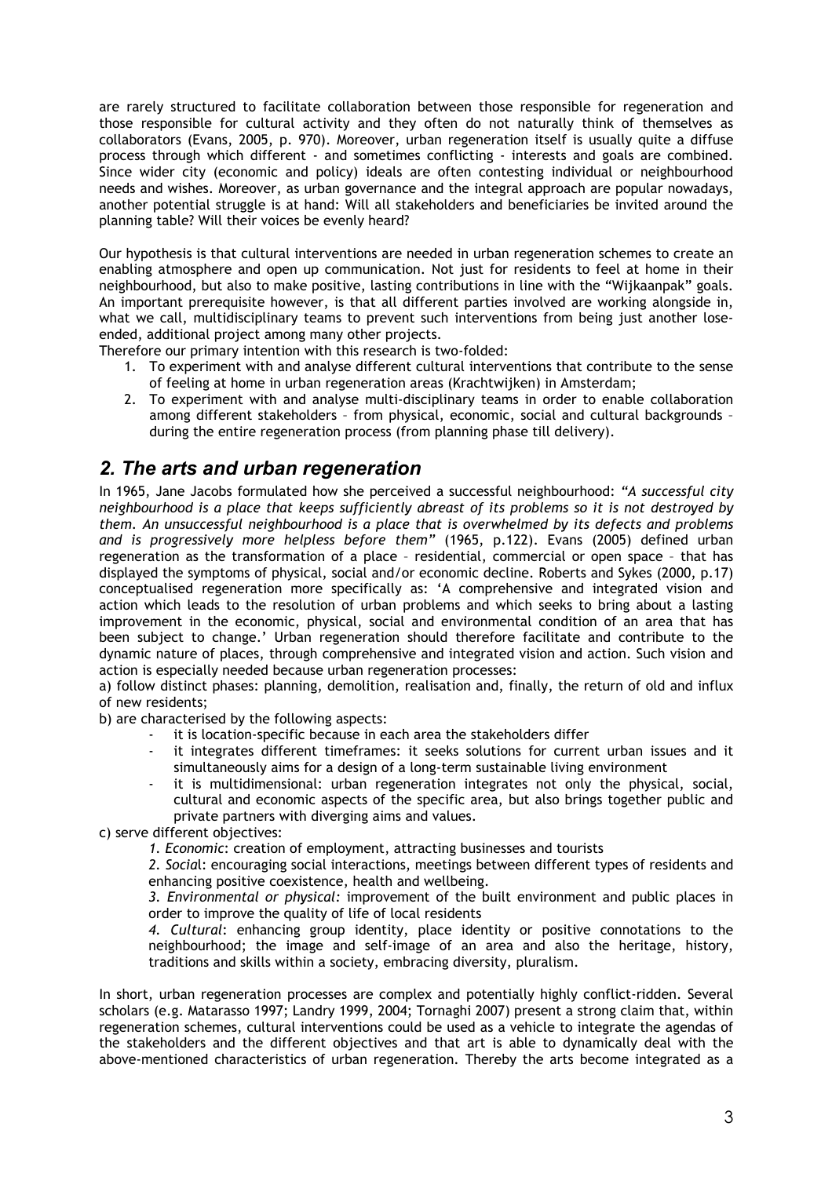are rarely structured to facilitate collaboration between those responsible for regeneration and those responsible for cultural activity and they often do not naturally think of themselves as collaborators (Evans, 2005, p. 970). Moreover, urban regeneration itself is usually quite a diffuse process through which different - and sometimes conflicting - interests and goals are combined. Since wider city (economic and policy) ideals are often contesting individual or neighbourhood needs and wishes. Moreover, as urban governance and the integral approach are popular nowadays, another potential struggle is at hand: Will all stakeholders and beneficiaries be invited around the planning table? Will their voices be evenly heard?

Our hypothesis is that cultural interventions are needed in urban regeneration schemes to create an enabling atmosphere and open up communication. Not just for residents to feel at home in their neighbourhood, but also to make positive, lasting contributions in line with the "Wijkaanpak" goals. An important prerequisite however, is that all different parties involved are working alongside in, what we call, multidisciplinary teams to prevent such interventions from being just another lose-ended, additional project among many other projects.
Therefore our primary intention with this research is two-folded:

1. To experiment with and analyse different cultural interventions that contribute to the sense of feeling at home in urban regeneration areas (Krachtwijken) in Amsterdam;
2. To experiment with and analyse multi-disciplinary teams in order to enable collaboration among different stakeholders – from physical, economic, social and cultural backgrounds – during the entire regeneration process (from planning phase till delivery).

## *2. The arts and urban regeneration*

In 1965, Jane Jacobs formulated how she perceived a successful neighbourhood: *"A successful city neighbourhood is a place that keeps sufficiently abreast of its problems so it is not destroyed by them. An unsuccessful neighbourhood is a place that is overwhelmed by its defects and problems and is progressively more helpless before them"* (1965, p.122). Evans (2005) defined urban regeneration as the transformation of a place – residential, commercial or open space – that has displayed the symptoms of physical, social and/or economic decline. Roberts and Sykes (2000, p.17) conceptualised regeneration more specifically as: 'A comprehensive and integrated vision and action which leads to the resolution of urban problems and which seeks to bring about a lasting improvement in the economic, physical, social and environmental condition of an area that has been subject to change.' Urban regeneration should therefore facilitate and contribute to the dynamic nature of places, through comprehensive and integrated vision and action. Such vision and action is especially needed because urban regeneration processes:

a) follow distinct phases: planning, demolition, realisation and, finally, the return of old and influx of new residents;

b) are characterised by the following aspects:

- it is location-specific because in each area the stakeholders differ
- it integrates different timeframes: it seeks solutions for current urban issues and it simultaneously aims for a design of a long-term sustainable living environment
- it is multidimensional: urban regeneration integrates not only the physical, social, cultural and economic aspects of the specific area, but also brings together public and private partners with diverging aims and values.

c) serve different objectives:

*1. Economic*: creation of employment, attracting businesses and tourists

*2. Social*: encouraging social interactions, meetings between different types of residents and enhancing positive coexistence, health and wellbeing.

*3. Environmental or physical:* improvement of the built environment and public places in order to improve the quality of life of local residents

*4. Cultural*: enhancing group identity, place identity or positive connotations to the neighbourhood; the image and self-image of an area and also the heritage, history, traditions and skills within a society, embracing diversity, pluralism.

In short, urban regeneration processes are complex and potentially highly conflict-ridden. Several scholars (e.g. Matarasso 1997; Landry 1999, 2004; Tornaghi 2007) present a strong claim that, within regeneration schemes, cultural interventions could be used as a vehicle to integrate the agendas of the stakeholders and the different objectives and that art is able to dynamically deal with the above-mentioned characteristics of urban regeneration. Thereby the arts become integrated as a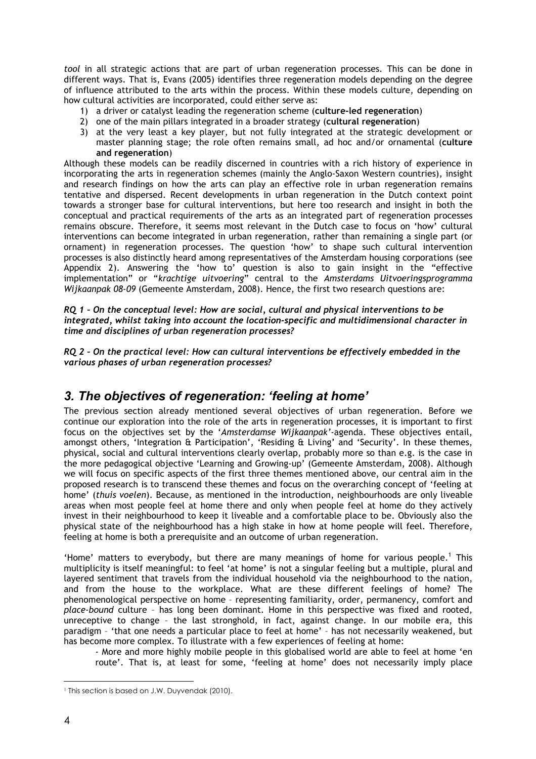*tool* in all strategic actions that are part of urban regeneration processes. This can be done in different ways. That is, Evans (2005) identifies three regeneration models depending on the degree of influence attributed to the arts within the process. Within these models culture, depending on how cultural activities are incorporated, could either serve as:

1) a driver or catalyst leading the regeneration scheme (**culture-led regeneration**)
2) one of the main pillars integrated in a broader strategy (**cultural regeneration**)
3) at the very least a key player, but not fully integrated at the strategic development or master planning stage; the role often remains small, ad hoc and/or ornamental (**culture and regeneration**)

Although these models can be readily discerned in countries with a rich history of experience in incorporating the arts in regeneration schemes (mainly the Anglo-Saxon Western countries), insight and research findings on how the arts can play an effective role in urban regeneration remains tentative and dispersed. Recent developments in urban regeneration in the Dutch context point towards a stronger base for cultural interventions, but here too research and insight in both the conceptual and practical requirements of the arts as an integrated part of regeneration processes remains obscure. Therefore, it seems most relevant in the Dutch case to focus on 'how' cultural interventions can become integrated in urban regeneration, rather than remaining a single part (or ornament) in regeneration processes. The question 'how' to shape such cultural intervention processes is also distinctly heard among representatives of the Amsterdam housing corporations (see Appendix 2). Answering the 'how to' question is also to gain insight in the "effective implementation" or "*krachtige uitvoering*" central to the *Amsterdams Uitvoeringsprogramma Wijkaanpak 08-09* (Gemeente Amsterdam, 2008). Hence, the first two research questions are:

***RQ 1 – On the conceptual level: How are social, cultural and physical interventions to be integrated, whilst taking into account the location-specific and multidimensional character in time and disciplines of urban regeneration processes?***

***RQ 2 – On the practical level: How can cultural interventions be effectively embedded in the various phases of urban regeneration processes?***

## *3. The objectives of regeneration: 'feeling at home'*

The previous section already mentioned several objectives of urban regeneration. Before we continue our exploration into the role of the arts in regeneration processes, it is important to first focus on the objectives set by the '*Amsterdamse Wijkaanpak*'-agenda. These objectives entail, amongst others, 'Integration & Participation', 'Residing & Living' and 'Security'. In these themes, physical, social and cultural interventions clearly overlap, probably more so than e.g. is the case in the more pedagogical objective 'Learning and Growing-up' (Gemeente Amsterdam, 2008). Although we will focus on specific aspects of the first three themes mentioned above, our central aim in the proposed research is to transcend these themes and focus on the overarching concept of 'feeling at home' (*thuis voelen*). Because, as mentioned in the introduction, neighbourhoods are only liveable areas when most people feel at home there and only when people feel at home do they actively invest in their neighbourhood to keep it liveable and a comfortable place to be. Obviously also the physical state of the neighbourhood has a high stake in how at home people will feel. Therefore, feeling at home is both a prerequisite and an outcome of urban regeneration.

'Home' matters to everybody, but there are many meanings of home for various people.[1] This multiplicity is itself meaningful: to feel 'at home' is not a singular feeling but a multiple, plural and layered sentiment that travels from the individual household via the neighbourhood to the nation, and from the house to the workplace. What are these different feelings of home? The phenomenological perspective on home – representing familiarity, order, permanency, comfort and *place-bound* culture – has long been dominant. Home in this perspective was fixed and rooted, unreceptive to change – the last stronghold, in fact, against change. In our mobile era, this paradigm – 'that one needs a particular place to feel at home' – has not necessarily weakened, but has become more complex. To illustrate with a few experiences of feeling at home:

- More and more highly mobile people in this globalised world are able to feel at home 'en route'. That is, at least for some, 'feeling at home' does not necessarily imply place

[1] This section is based on J.W. Duyvendak (2010).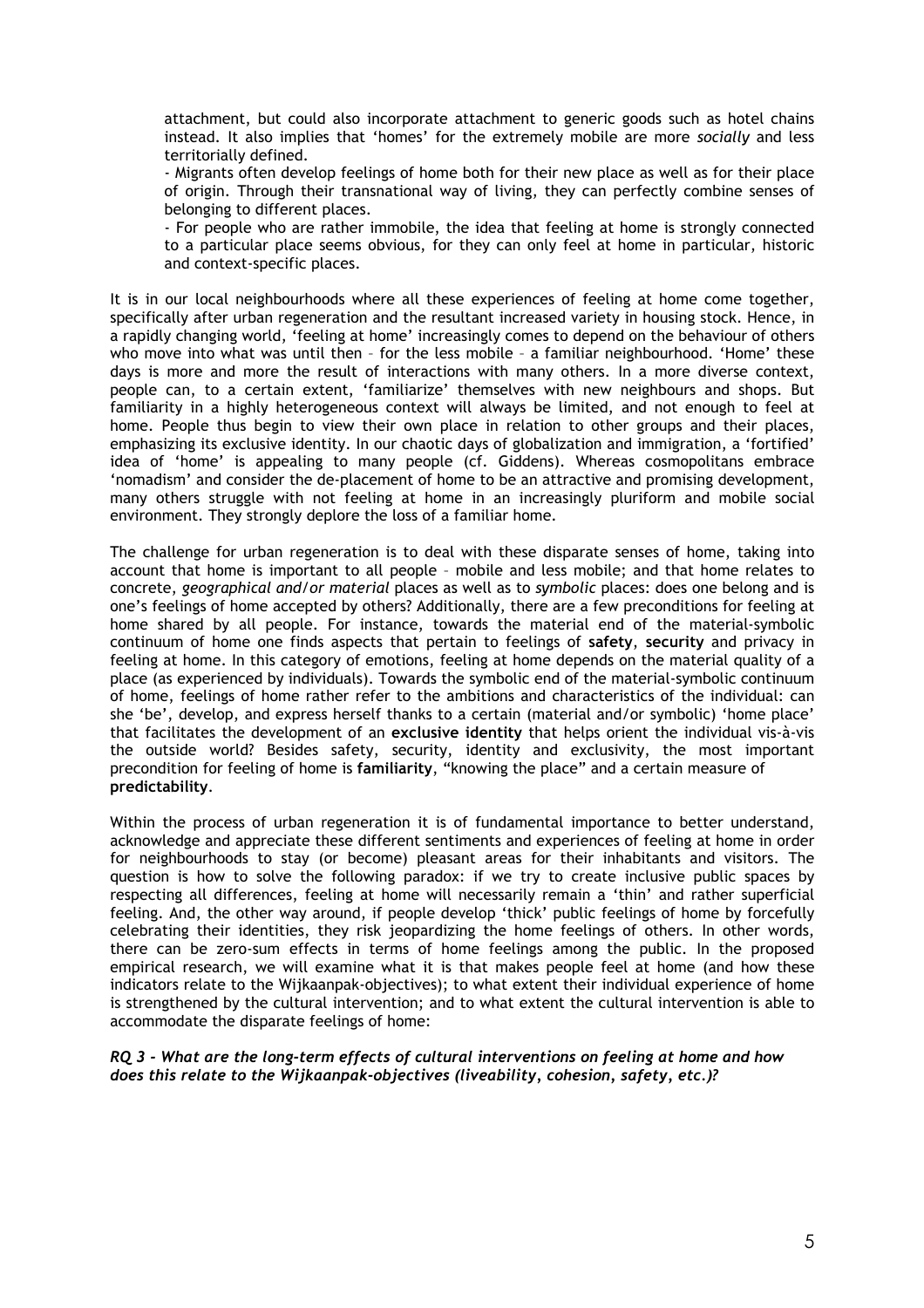attachment, but could also incorporate attachment to generic goods such as hotel chains instead. It also implies that 'homes' for the extremely mobile are more *socially* and less territorially defined.

- Migrants often develop feelings of home both for their new place as well as for their place of origin. Through their transnational way of living, they can perfectly combine senses of belonging to different places.
- For people who are rather immobile, the idea that feeling at home is strongly connected to a particular place seems obvious, for they can only feel at home in particular, historic and context-specific places.

It is in our local neighbourhoods where all these experiences of feeling at home come together, specifically after urban regeneration and the resultant increased variety in housing stock. Hence, in a rapidly changing world, 'feeling at home' increasingly comes to depend on the behaviour of others who move into what was until then – for the less mobile – a familiar neighbourhood. 'Home' these days is more and more the result of interactions with many others. In a more diverse context, people can, to a certain extent, 'familiarize' themselves with new neighbours and shops. But familiarity in a highly heterogeneous context will always be limited, and not enough to feel at home. People thus begin to view their own place in relation to other groups and their places, emphasizing its exclusive identity. In our chaotic days of globalization and immigration, a 'fortified' idea of 'home' is appealing to many people (cf. Giddens). Whereas cosmopolitans embrace 'nomadism' and consider the de-placement of home to be an attractive and promising development, many others struggle with not feeling at home in an increasingly pluriform and mobile social environment. They strongly deplore the loss of a familiar home.

The challenge for urban regeneration is to deal with these disparate senses of home, taking into account that home is important to all people – mobile and less mobile; and that home relates to concrete, *geographical and/or material* places as well as to *symbolic* places: does one belong and is one's feelings of home accepted by others? Additionally, there are a few preconditions for feeling at home shared by all people. For instance, towards the material end of the material-symbolic continuum of home one finds aspects that pertain to feelings of **safety**, **security** and privacy in feeling at home. In this category of emotions, feeling at home depends on the material quality of a place (as experienced by individuals). Towards the symbolic end of the material-symbolic continuum of home, feelings of home rather refer to the ambitions and characteristics of the individual: can she 'be', develop, and express herself thanks to a certain (material and/or symbolic) 'home place' that facilitates the development of an **exclusive identity** that helps orient the individual vis-à-vis the outside world? Besides safety, security, identity and exclusivity, the most important precondition for feeling of home is **familiarity**, "knowing the place" and a certain measure of **predictability**.

Within the process of urban regeneration it is of fundamental importance to better understand, acknowledge and appreciate these different sentiments and experiences of feeling at home in order for neighbourhoods to stay (or become) pleasant areas for their inhabitants and visitors. The question is how to solve the following paradox: if we try to create inclusive public spaces by respecting all differences, feeling at home will necessarily remain a 'thin' and rather superficial feeling. And, the other way around, if people develop 'thick' public feelings of home by forcefully celebrating their identities, they risk jeopardizing the home feelings of others. In other words, there can be zero-sum effects in terms of home feelings among the public. In the proposed empirical research, we will examine what it is that makes people feel at home (and how these indicators relate to the Wijkaanpak-objectives); to what extent their individual experience of home is strengthened by the cultural intervention; and to what extent the cultural intervention is able to accommodate the disparate feelings of home:

***RQ 3 - What are the long-term effects of cultural interventions on feeling at home and how does this relate to the Wijkaanpak-objectives (liveability, cohesion, safety, etc.)?***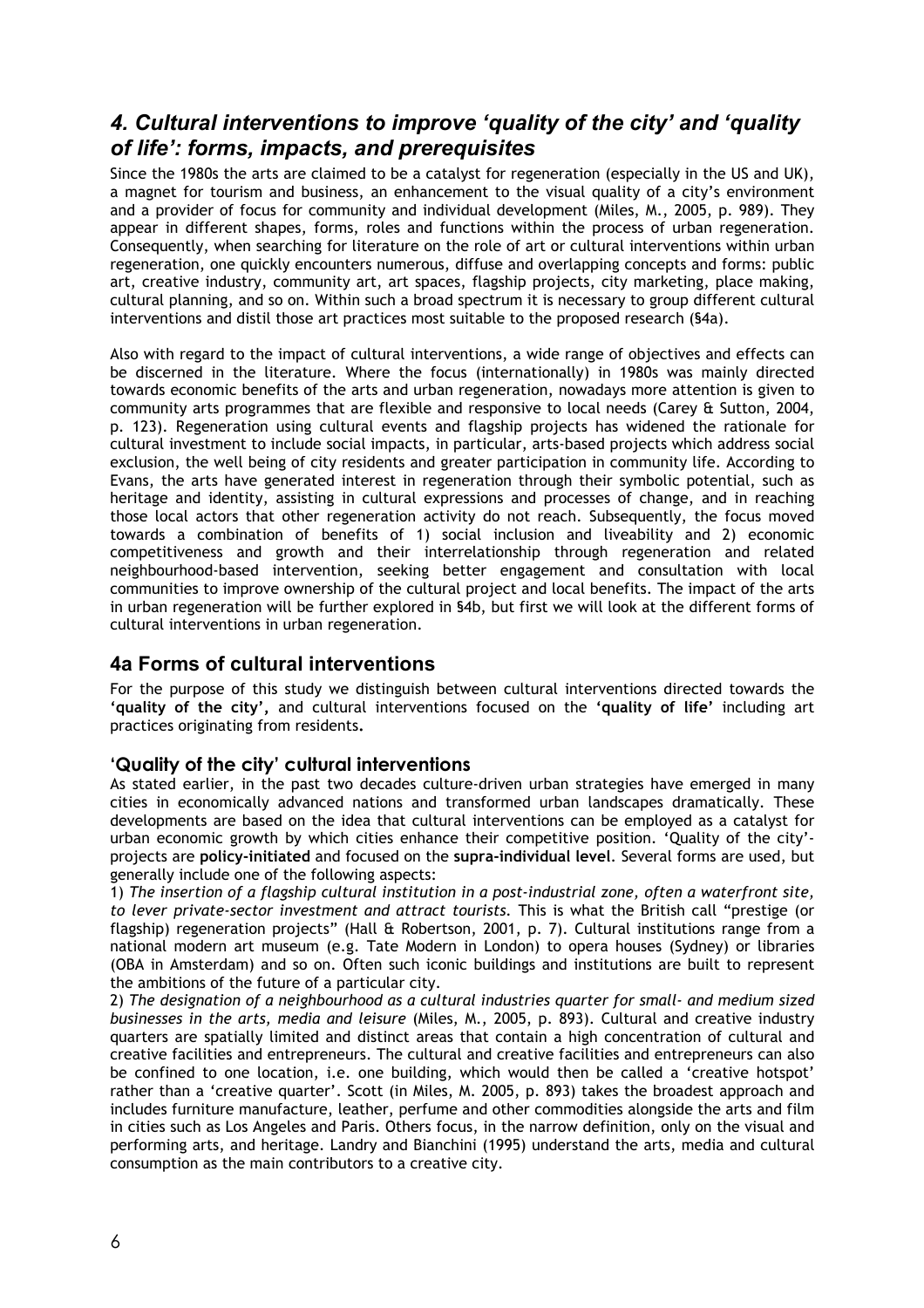## *4. Cultural interventions to improve 'quality of the city' and 'quality of life': forms, impacts, and prerequisites*

Since the 1980s the arts are claimed to be a catalyst for regeneration (especially in the US and UK), a magnet for tourism and business, an enhancement to the visual quality of a city's environment and a provider of focus for community and individual development (Miles, M., 2005, p. 989). They appear in different shapes, forms, roles and functions within the process of urban regeneration. Consequently, when searching for literature on the role of art or cultural interventions within urban regeneration, one quickly encounters numerous, diffuse and overlapping concepts and forms: public art, creative industry, community art, art spaces, flagship projects, city marketing, place making, cultural planning, and so on. Within such a broad spectrum it is necessary to group different cultural interventions and distil those art practices most suitable to the proposed research (§4a).

Also with regard to the impact of cultural interventions, a wide range of objectives and effects can be discerned in the literature. Where the focus (internationally) in 1980s was mainly directed towards economic benefits of the arts and urban regeneration, nowadays more attention is given to community arts programmes that are flexible and responsive to local needs (Carey & Sutton, 2004, p. 123). Regeneration using cultural events and flagship projects has widened the rationale for cultural investment to include social impacts, in particular, arts-based projects which address social exclusion, the well being of city residents and greater participation in community life. According to Evans, the arts have generated interest in regeneration through their symbolic potential, such as heritage and identity, assisting in cultural expressions and processes of change, and in reaching those local actors that other regeneration activity do not reach. Subsequently, the focus moved towards a combination of benefits of 1) social inclusion and liveability and 2) economic competitiveness and growth and their interrelationship through regeneration and related neighbourhood-based intervention, seeking better engagement and consultation with local communities to improve ownership of the cultural project and local benefits. The impact of the arts in urban regeneration will be further explored in §4b, but first we will look at the different forms of cultural interventions in urban regeneration.

### 4a Forms of cultural interventions

For the purpose of this study we distinguish between cultural interventions directed towards the **'quality of the city',** and cultural interventions focused on the **'quality of life'** including art practices originating from residents**.**

#### 'Quality of the city' cultural interventions

As stated earlier, in the past two decades culture-driven urban strategies have emerged in many cities in economically advanced nations and transformed urban landscapes dramatically. These developments are based on the idea that cultural interventions can be employed as a catalyst for urban economic growth by which cities enhance their competitive position. 'Quality of the city'-projects are **policy-initiated** and focused on the **supra-individual level**. Several forms are used, but generally include one of the following aspects:

1) *The insertion of a flagship cultural institution in a post-industrial zone, often a waterfront site, to lever private-sector investment and attract tourists.* This is what the British call "prestige (or flagship) regeneration projects" (Hall & Robertson, 2001, p. 7). Cultural institutions range from a national modern art museum (e.g. Tate Modern in London) to opera houses (Sydney) or libraries (OBA in Amsterdam) and so on. Often such iconic buildings and institutions are built to represent the ambitions of the future of a particular city.

2) *The designation of a neighbourhood as a cultural industries quarter for small- and medium sized businesses in the arts, media and leisure* (Miles, M., 2005, p. 893). Cultural and creative industry quarters are spatially limited and distinct areas that contain a high concentration of cultural and creative facilities and entrepreneurs. The cultural and creative facilities and entrepreneurs can also be confined to one location, i.e. one building, which would then be called a 'creative hotspot' rather than a 'creative quarter'. Scott (in Miles, M. 2005, p. 893) takes the broadest approach and includes furniture manufacture, leather, perfume and other commodities alongside the arts and film in cities such as Los Angeles and Paris. Others focus, in the narrow definition, only on the visual and performing arts, and heritage. Landry and Bianchini (1995) understand the arts, media and cultural consumption as the main contributors to a creative city.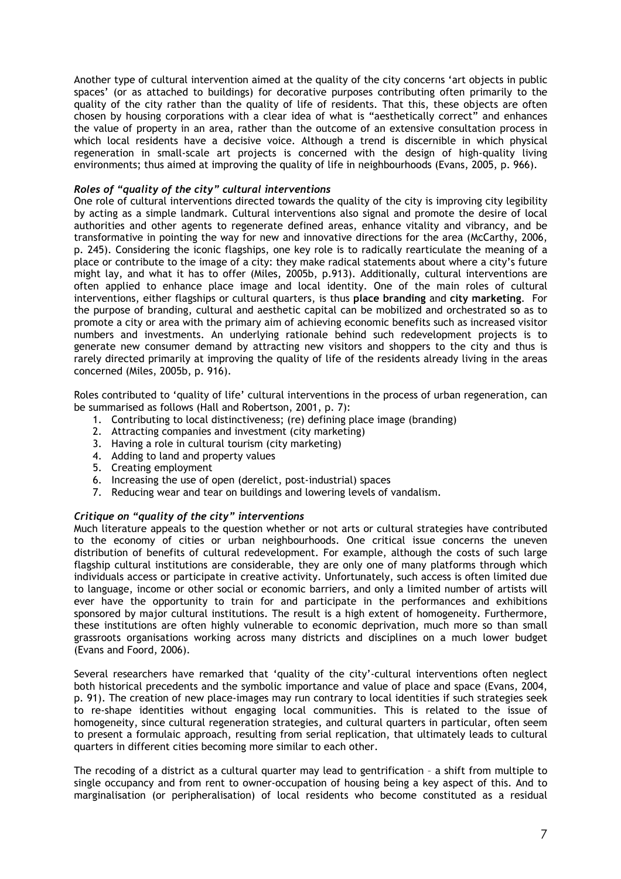Another type of cultural intervention aimed at the quality of the city concerns 'art objects in public spaces' (or as attached to buildings) for decorative purposes contributing often primarily to the quality of the city rather than the quality of life of residents. That this, these objects are often chosen by housing corporations with a clear idea of what is "aesthetically correct" and enhances the value of property in an area, rather than the outcome of an extensive consultation process in which local residents have a decisive voice. Although a trend is discernible in which physical regeneration in small-scale art projects is concerned with the design of high-quality living environments; thus aimed at improving the quality of life in neighbourhoods (Evans, 2005, p. 966).

### *Roles of "quality of the city" cultural interventions*

One role of cultural interventions directed towards the quality of the city is improving city legibility by acting as a simple landmark. Cultural interventions also signal and promote the desire of local authorities and other agents to regenerate defined areas, enhance vitality and vibrancy, and be transformative in pointing the way for new and innovative directions for the area (McCarthy, 2006, p. 245). Considering the iconic flagships, one key role is to radically rearticulate the meaning of a place or contribute to the image of a city: they make radical statements about where a city's future might lay, and what it has to offer (Miles, 2005b, p.913). Additionally, cultural interventions are often applied to enhance place image and local identity. One of the main roles of cultural interventions, either flagships or cultural quarters, is thus **place branding** and **city marketing**. For the purpose of branding, cultural and aesthetic capital can be mobilized and orchestrated so as to promote a city or area with the primary aim of achieving economic benefits such as increased visitor numbers and investments. An underlying rationale behind such redevelopment projects is to generate new consumer demand by attracting new visitors and shoppers to the city and thus is rarely directed primarily at improving the quality of life of the residents already living in the areas concerned (Miles, 2005b, p. 916).

Roles contributed to 'quality of life' cultural interventions in the process of urban regeneration, can be summarised as follows (Hall and Robertson, 2001, p. 7):

1. Contributing to local distinctiveness; (re) defining place image (branding)
2. Attracting companies and investment (city marketing)
3. Having a role in cultural tourism (city marketing)
4. Adding to land and property values
5. Creating employment
6. Increasing the use of open (derelict, post-industrial) spaces
7. Reducing wear and tear on buildings and lowering levels of vandalism.

### *Critique on "quality of the city" interventions*

Much literature appeals to the question whether or not arts or cultural strategies have contributed to the economy of cities or urban neighbourhoods. One critical issue concerns the uneven distribution of benefits of cultural redevelopment. For example, although the costs of such large flagship cultural institutions are considerable, they are only one of many platforms through which individuals access or participate in creative activity. Unfortunately, such access is often limited due to language, income or other social or economic barriers, and only a limited number of artists will ever have the opportunity to train for and participate in the performances and exhibitions sponsored by major cultural institutions. The result is a high extent of homogeneity. Furthermore, these institutions are often highly vulnerable to economic deprivation, much more so than small grassroots organisations working across many districts and disciplines on a much lower budget (Evans and Foord, 2006).

Several researchers have remarked that 'quality of the city'-cultural interventions often neglect both historical precedents and the symbolic importance and value of place and space (Evans, 2004, p. 91). The creation of new place-images may run contrary to local identities if such strategies seek to re-shape identities without engaging local communities. This is related to the issue of homogeneity, since cultural regeneration strategies, and cultural quarters in particular, often seem to present a formulaic approach, resulting from serial replication, that ultimately leads to cultural quarters in different cities becoming more similar to each other.

The recoding of a district as a cultural quarter may lead to gentrification – a shift from multiple to single occupancy and from rent to owner-occupation of housing being a key aspect of this. And to marginalisation (or peripheralisation) of local residents who become constituted as a residual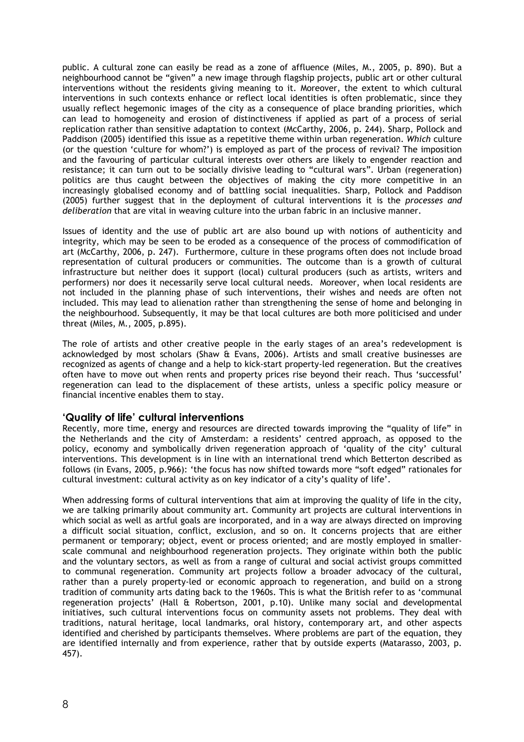public. A cultural zone can easily be read as a zone of affluence (Miles, M., 2005, p. 890). But a neighbourhood cannot be "given" a new image through flagship projects, public art or other cultural interventions without the residents giving meaning to it. Moreover, the extent to which cultural interventions in such contexts enhance or reflect local identities is often problematic, since they usually reflect hegemonic images of the city as a consequence of place branding priorities, which can lead to homogeneity and erosion of distinctiveness if applied as part of a process of serial replication rather than sensitive adaptation to context (McCarthy, 2006, p. 244). Sharp, Pollock and Paddison (2005) identified this issue as a repetitive theme within urban regeneration. *Which* culture (or the question 'culture for whom?') is employed as part of the process of revival? The imposition and the favouring of particular cultural interests over others are likely to engender reaction and resistance; it can turn out to be socially divisive leading to "cultural wars". Urban (regeneration) politics are thus caught between the objectives of making the city more competitive in an increasingly globalised economy and of battling social inequalities. Sharp, Pollock and Paddison (2005) further suggest that in the deployment of cultural interventions it is the *processes and deliberation* that are vital in weaving culture into the urban fabric in an inclusive manner.

Issues of identity and the use of public art are also bound up with notions of authenticity and integrity, which may be seen to be eroded as a consequence of the process of commodification of art (McCarthy, 2006, p. 247). Furthermore, culture in these programs often does not include broad representation of cultural producers or communities. The outcome than is a growth of cultural infrastructure but neither does it support (local) cultural producers (such as artists, writers and performers) nor does it necessarily serve local cultural needs. Moreover, when local residents are not included in the planning phase of such interventions, their wishes and needs are often not included. This may lead to alienation rather than strengthening the sense of home and belonging in the neighbourhood. Subsequently, it may be that local cultures are both more politicised and under threat (Miles, M., 2005, p.895).

The role of artists and other creative people in the early stages of an area's redevelopment is acknowledged by most scholars (Shaw & Evans, 2006). Artists and small creative businesses are recognized as agents of change and a help to kick-start property-led regeneration. But the creatives often have to move out when rents and property prices rise beyond their reach. Thus 'successful' regeneration can lead to the displacement of these artists, unless a specific policy measure or financial incentive enables them to stay.

## 'Quality of life' cultural interventions

Recently, more time, energy and resources are directed towards improving the "quality of life" in the Netherlands and the city of Amsterdam: a residents' centred approach, as opposed to the policy, economy and symbolically driven regeneration approach of 'quality of the city' cultural interventions. This development is in line with an international trend which Betterton described as follows (in Evans, 2005, p.966): 'the focus has now shifted towards more "soft edged" rationales for cultural investment: cultural activity as on key indicator of a city's quality of life'.

When addressing forms of cultural interventions that aim at improving the quality of life in the city, we are talking primarily about community art. Community art projects are cultural interventions in which social as well as artful goals are incorporated, and in a way are always directed on improving a difficult social situation, conflict, exclusion, and so on. It concerns projects that are either permanent or temporary; object, event or process oriented; and are mostly employed in smaller-scale communal and neighbourhood regeneration projects. They originate within both the public and the voluntary sectors, as well as from a range of cultural and social activist groups committed to communal regeneration. Community art projects follow a broader advocacy of the cultural, rather than a purely property-led or economic approach to regeneration, and build on a strong tradition of community arts dating back to the 1960s. This is what the British refer to as 'communal regeneration projects' (Hall & Robertson, 2001, p.10). Unlike many social and developmental initiatives, such cultural interventions focus on community assets not problems. They deal with traditions, natural heritage, local landmarks, oral history, contemporary art, and other aspects identified and cherished by participants themselves. Where problems are part of the equation, they are identified internally and from experience, rather that by outside experts (Matarasso, 2003, p. 457).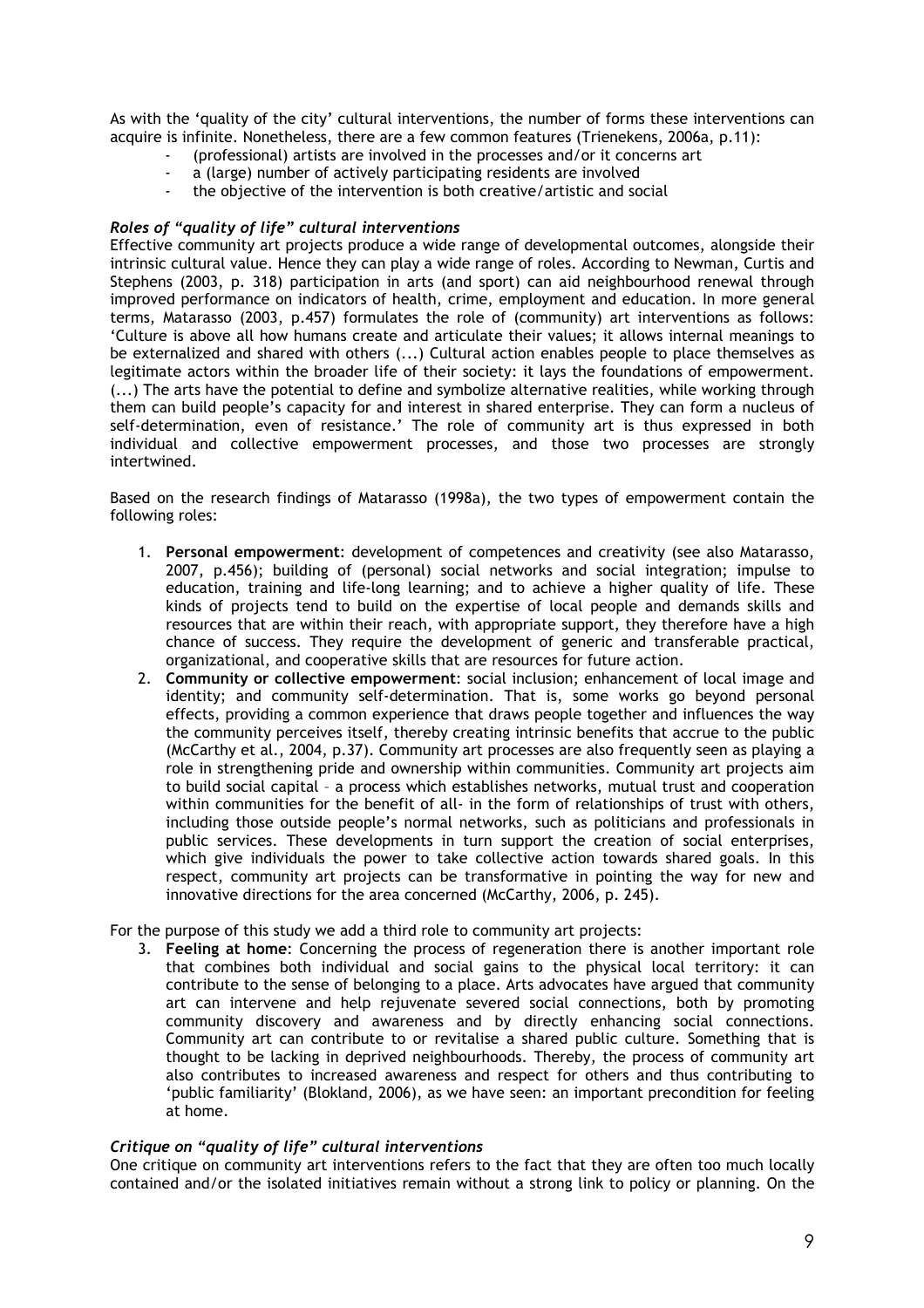As with the 'quality of the city' cultural interventions, the number of forms these interventions can acquire is infinite. Nonetheless, there are a few common features (Trienekens, 2006a, p.11):

- (professional) artists are involved in the processes and/or it concerns art
- a (large) number of actively participating residents are involved
- the objective of the intervention is both creative/artistic and social

### *Roles of "quality of life" cultural interventions*

Effective community art projects produce a wide range of developmental outcomes, alongside their intrinsic cultural value. Hence they can play a wide range of roles. According to Newman, Curtis and Stephens (2003, p. 318) participation in arts (and sport) can aid neighbourhood renewal through improved performance on indicators of health, crime, employment and education. In more general terms, Matarasso (2003, p.457) formulates the role of (community) art interventions as follows: 'Culture is above all how humans create and articulate their values; it allows internal meanings to be externalized and shared with others (...) Cultural action enables people to place themselves as legitimate actors within the broader life of their society: it lays the foundations of empowerment. (...) The arts have the potential to define and symbolize alternative realities, while working through them can build people's capacity for and interest in shared enterprise. They can form a nucleus of self-determination, even of resistance.' The role of community art is thus expressed in both individual and collective empowerment processes, and those two processes are strongly intertwined.

Based on the research findings of Matarasso (1998a), the two types of empowerment contain the following roles:

1. **Personal empowerment**: development of competences and creativity (see also Matarasso, 2007, p.456); building of (personal) social networks and social integration; impulse to education, training and life-long learning; and to achieve a higher quality of life. These kinds of projects tend to build on the expertise of local people and demands skills and resources that are within their reach, with appropriate support, they therefore have a high chance of success. They require the development of generic and transferable practical, organizational, and cooperative skills that are resources for future action.
2. **Community or collective empowerment**: social inclusion; enhancement of local image and identity; and community self-determination. That is, some works go beyond personal effects, providing a common experience that draws people together and influences the way the community perceives itself, thereby creating intrinsic benefits that accrue to the public (McCarthy et al., 2004, p.37). Community art processes are also frequently seen as playing a role in strengthening pride and ownership within communities. Community art projects aim to build social capital – a process which establishes networks, mutual trust and cooperation within communities for the benefit of all- in the form of relationships of trust with others, including those outside people's normal networks, such as politicians and professionals in public services. These developments in turn support the creation of social enterprises, which give individuals the power to take collective action towards shared goals. In this respect, community art projects can be transformative in pointing the way for new and innovative directions for the area concerned (McCarthy, 2006, p. 245).

For the purpose of this study we add a third role to community art projects:

3. **Feeling at home**: Concerning the process of regeneration there is another important role that combines both individual and social gains to the physical local territory: it can contribute to the sense of belonging to a place. Arts advocates have argued that community art can intervene and help rejuvenate severed social connections, both by promoting community discovery and awareness and by directly enhancing social connections. Community art can contribute to or revitalise a shared public culture. Something that is thought to be lacking in deprived neighbourhoods. Thereby, the process of community art also contributes to increased awareness and respect for others and thus contributing to 'public familiarity' (Blokland, 2006), as we have seen: an important precondition for feeling at home.

### *Critique on "quality of life" cultural interventions*

One critique on community art interventions refers to the fact that they are often too much locally contained and/or the isolated initiatives remain without a strong link to policy or planning. On the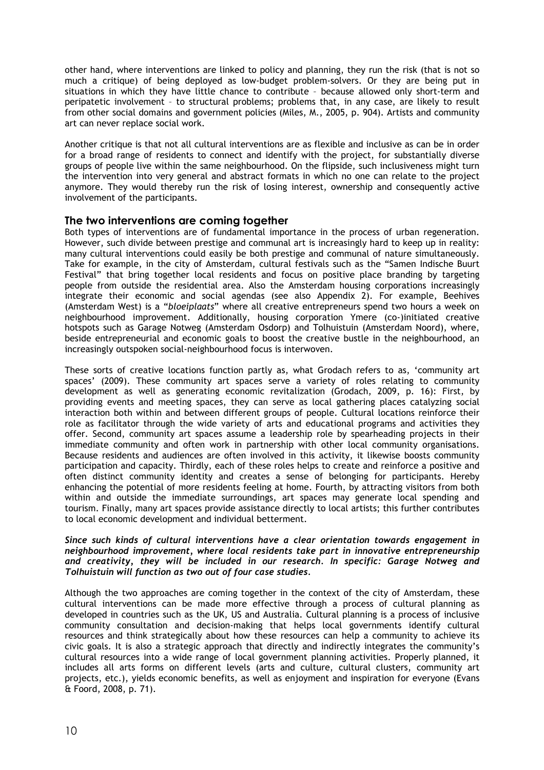other hand, where interventions are linked to policy and planning, they run the risk (that is not so much a critique) of being deployed as low-budget problem-solvers. Or they are being put in situations in which they have little chance to contribute – because allowed only short-term and peripatetic involvement – to structural problems; problems that, in any case, are likely to result from other social domains and government policies (Miles, M., 2005, p. 904). Artists and community art can never replace social work.

Another critique is that not all cultural interventions are as flexible and inclusive as can be in order for a broad range of residents to connect and identify with the project, for substantially diverse groups of people live within the same neighbourhood. On the flipside, such inclusiveness might turn the intervention into very general and abstract formats in which no one can relate to the project anymore. They would thereby run the risk of losing interest, ownership and consequently active involvement of the participants.

## The two interventions are coming together

Both types of interventions are of fundamental importance in the process of urban regeneration. However, such divide between prestige and communal art is increasingly hard to keep up in reality: many cultural interventions could easily be both prestige and communal of nature simultaneously. Take for example, in the city of Amsterdam, cultural festivals such as the "Samen Indische Buurt Festival" that bring together local residents and focus on positive place branding by targeting people from outside the residential area. Also the Amsterdam housing corporations increasingly integrate their economic and social agendas (see also Appendix 2). For example, Beehives (Amsterdam West) is a "*bloeiplaats*" where all creative entrepreneurs spend two hours a week on neighbourhood improvement. Additionally, housing corporation Ymere (co-)initiated creative hotspots such as Garage Notweg (Amsterdam Osdorp) and Tolhuistuin (Amsterdam Noord), where, beside entrepreneurial and economic goals to boost the creative bustle in the neighbourhood, an increasingly outspoken social-neighbourhood focus is interwoven.

These sorts of creative locations function partly as, what Grodach refers to as, 'community art spaces' (2009). These community art spaces serve a variety of roles relating to community development as well as generating economic revitalization (Grodach, 2009, p. 16): First, by providing events and meeting spaces, they can serve as local gathering places catalyzing social interaction both within and between different groups of people. Cultural locations reinforce their role as facilitator through the wide variety of arts and educational programs and activities they offer. Second, community art spaces assume a leadership role by spearheading projects in their immediate community and often work in partnership with other local community organisations. Because residents and audiences are often involved in this activity, it likewise boosts community participation and capacity. Thirdly, each of these roles helps to create and reinforce a positive and often distinct community identity and creates a sense of belonging for participants. Hereby enhancing the potential of more residents feeling at home. Fourth, by attracting visitors from both within and outside the immediate surroundings, art spaces may generate local spending and tourism. Finally, many art spaces provide assistance directly to local artists; this further contributes to local economic development and individual betterment.

***Since such kinds of cultural interventions have a clear orientation towards engagement in neighbourhood improvement, where local residents take part in innovative entrepreneurship and creativity, they will be included in our research. In specific: Garage Notweg and Tolhuistuin will function as two out of four case studies.***

Although the two approaches are coming together in the context of the city of Amsterdam, these cultural interventions can be made more effective through a process of cultural planning as developed in countries such as the UK, US and Australia. Cultural planning is a process of inclusive community consultation and decision-making that helps local governments identify cultural resources and think strategically about how these resources can help a community to achieve its civic goals. It is also a strategic approach that directly and indirectly integrates the community's cultural resources into a wide range of local government planning activities. Properly planned, it includes all arts forms on different levels (arts and culture, cultural clusters, community art projects, etc.), yields economic benefits, as well as enjoyment and inspiration for everyone (Evans & Foord, 2008, p. 71).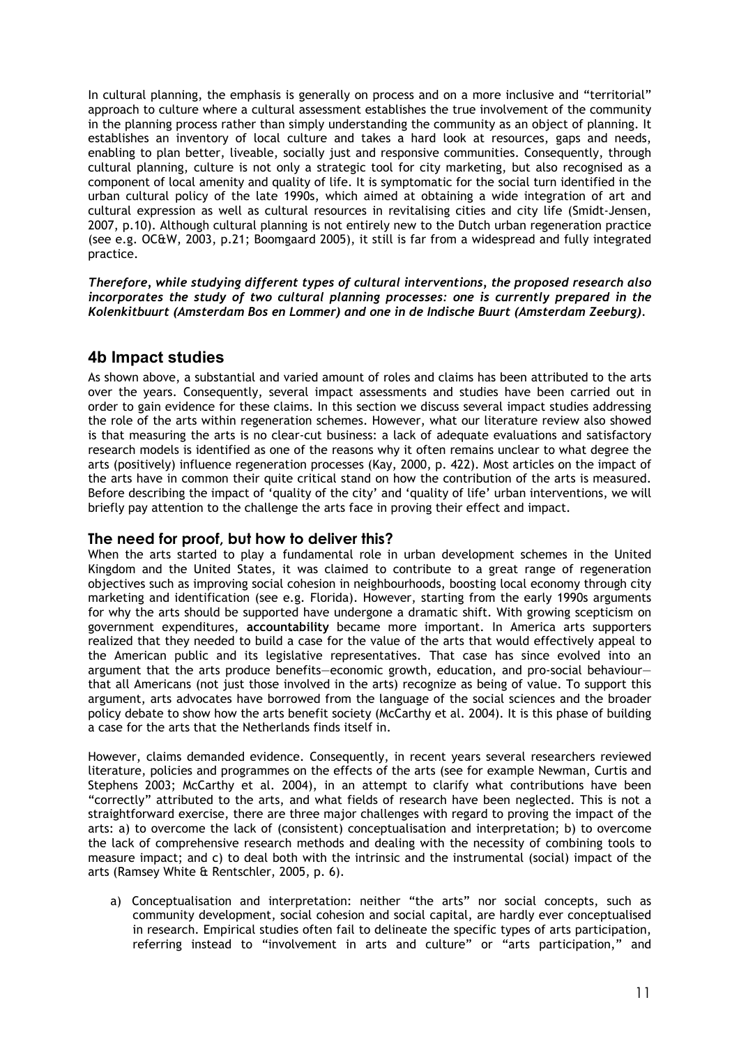In cultural planning, the emphasis is generally on process and on a more inclusive and "territorial" approach to culture where a cultural assessment establishes the true involvement of the community in the planning process rather than simply understanding the community as an object of planning. It establishes an inventory of local culture and takes a hard look at resources, gaps and needs, enabling to plan better, liveable, socially just and responsive communities. Consequently, through cultural planning, culture is not only a strategic tool for city marketing, but also recognised as a component of local amenity and quality of life. It is symptomatic for the social turn identified in the urban cultural policy of the late 1990s, which aimed at obtaining a wide integration of art and cultural expression as well as cultural resources in revitalising cities and city life (Smidt-Jensen, 2007, p.10). Although cultural planning is not entirely new to the Dutch urban regeneration practice (see e.g. OC&W, 2003, p.21; Boomgaard 2005), it still is far from a widespread and fully integrated practice.

***Therefore, while studying different types of cultural interventions, the proposed research also incorporates the study of two cultural planning processes: one is currently prepared in the Kolenkitbuurt (Amsterdam Bos en Lommer) and one in de Indische Buurt (Amsterdam Zeeburg).***

## 4b Impact studies

As shown above, a substantial and varied amount of roles and claims has been attributed to the arts over the years. Consequently, several impact assessments and studies have been carried out in order to gain evidence for these claims. In this section we discuss several impact studies addressing the role of the arts within regeneration schemes. However, what our literature review also showed is that measuring the arts is no clear-cut business: a lack of adequate evaluations and satisfactory research models is identified as one of the reasons why it often remains unclear to what degree the arts (positively) influence regeneration processes (Kay, 2000, p. 422). Most articles on the impact of the arts have in common their quite critical stand on how the contribution of the arts is measured. Before describing the impact of 'quality of the city' and 'quality of life' urban interventions, we will briefly pay attention to the challenge the arts face in proving their effect and impact.

### The need for proof, but how to deliver this?

When the arts started to play a fundamental role in urban development schemes in the United Kingdom and the United States, it was claimed to contribute to a great range of regeneration objectives such as improving social cohesion in neighbourhoods, boosting local economy through city marketing and identification (see e.g. Florida). However, starting from the early 1990s arguments for why the arts should be supported have undergone a dramatic shift. With growing scepticism on government expenditures, **accountability** became more important. In America arts supporters realized that they needed to build a case for the value of the arts that would effectively appeal to the American public and its legislative representatives. That case has since evolved into an argument that the arts produce benefits—economic growth, education, and pro-social behaviour—that all Americans (not just those involved in the arts) recognize as being of value. To support this argument, arts advocates have borrowed from the language of the social sciences and the broader policy debate to show how the arts benefit society (McCarthy et al. 2004). It is this phase of building a case for the arts that the Netherlands finds itself in.

However, claims demanded evidence. Consequently, in recent years several researchers reviewed literature, policies and programmes on the effects of the arts (see for example Newman, Curtis and Stephens 2003; McCarthy et al. 2004), in an attempt to clarify what contributions have been "correctly" attributed to the arts, and what fields of research have been neglected. This is not a straightforward exercise, there are three major challenges with regard to proving the impact of the arts: a) to overcome the lack of (consistent) conceptualisation and interpretation; b) to overcome the lack of comprehensive research methods and dealing with the necessity of combining tools to measure impact; and c) to deal both with the intrinsic and the instrumental (social) impact of the arts (Ramsey White & Rentschler, 2005, p. 6).

a) Conceptualisation and interpretation: neither "the arts" nor social concepts, such as community development, social cohesion and social capital, are hardly ever conceptualised in research. Empirical studies often fail to delineate the specific types of arts participation, referring instead to "involvement in arts and culture" or "arts participation," and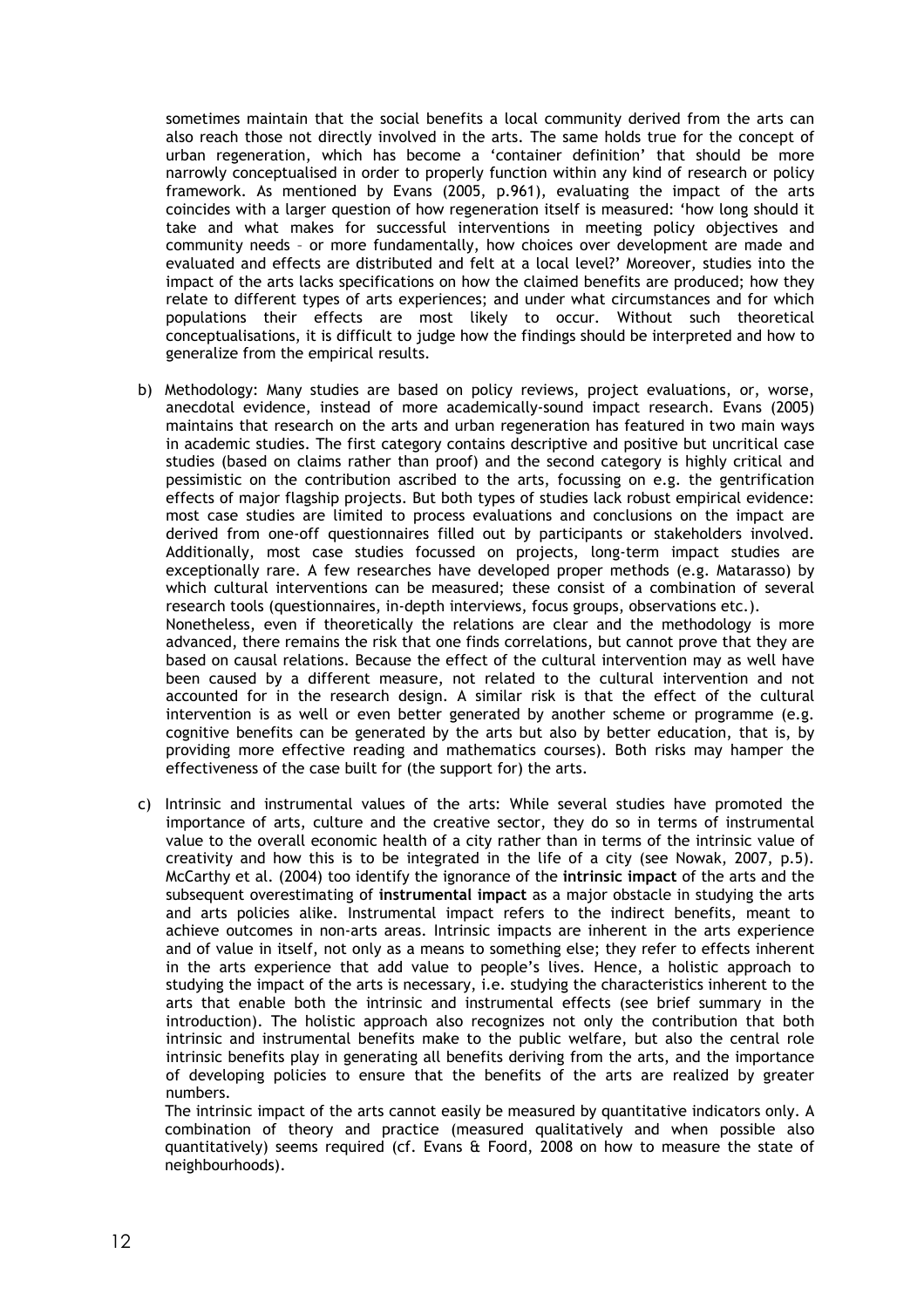sometimes maintain that the social benefits a local community derived from the arts can also reach those not directly involved in the arts. The same holds true for the concept of urban regeneration, which has become a 'container definition' that should be more narrowly conceptualised in order to properly function within any kind of research or policy framework. As mentioned by Evans (2005, p.961), evaluating the impact of the arts coincides with a larger question of how regeneration itself is measured: 'how long should it take and what makes for successful interventions in meeting policy objectives and community needs – or more fundamentally, how choices over development are made and evaluated and effects are distributed and felt at a local level?' Moreover, studies into the impact of the arts lacks specifications on how the claimed benefits are produced; how they relate to different types of arts experiences; and under what circumstances and for which populations their effects are most likely to occur. Without such theoretical conceptualisations, it is difficult to judge how the findings should be interpreted and how to generalize from the empirical results.

b) Methodology: Many studies are based on policy reviews, project evaluations, or, worse, anecdotal evidence, instead of more academically-sound impact research. Evans (2005) maintains that research on the arts and urban regeneration has featured in two main ways in academic studies. The first category contains descriptive and positive but uncritical case studies (based on claims rather than proof) and the second category is highly critical and pessimistic on the contribution ascribed to the arts, focussing on e.g. the gentrification effects of major flagship projects. But both types of studies lack robust empirical evidence: most case studies are limited to process evaluations and conclusions on the impact are derived from one-off questionnaires filled out by participants or stakeholders involved. Additionally, most case studies focussed on projects, long-term impact studies are exceptionally rare. A few researches have developed proper methods (e.g. Matarasso) by which cultural interventions can be measured; these consist of a combination of several research tools (questionnaires, in-depth interviews, focus groups, observations etc.).
Nonetheless, even if theoretically the relations are clear and the methodology is more advanced, there remains the risk that one finds correlations, but cannot prove that they are based on causal relations. Because the effect of the cultural intervention may as well have been caused by a different measure, not related to the cultural intervention and not accounted for in the research design. A similar risk is that the effect of the cultural intervention is as well or even better generated by another scheme or programme (e.g. cognitive benefits can be generated by the arts but also by better education, that is, by providing more effective reading and mathematics courses). Both risks may hamper the effectiveness of the case built for (the support for) the arts.

c) Intrinsic and instrumental values of the arts: While several studies have promoted the importance of arts, culture and the creative sector, they do so in terms of instrumental value to the overall economic health of a city rather than in terms of the intrinsic value of creativity and how this is to be integrated in the life of a city (see Nowak, 2007, p.5). McCarthy et al. (2004) too identify the ignorance of the **intrinsic impact** of the arts and the subsequent overestimating of **instrumental impact** as a major obstacle in studying the arts and arts policies alike. Instrumental impact refers to the indirect benefits, meant to achieve outcomes in non-arts areas. Intrinsic impacts are inherent in the arts experience and of value in itself, not only as a means to something else; they refer to effects inherent in the arts experience that add value to people's lives. Hence, a holistic approach to studying the impact of the arts is necessary, i.e. studying the characteristics inherent to the arts that enable both the intrinsic and instrumental effects (see brief summary in the introduction). The holistic approach also recognizes not only the contribution that both intrinsic and instrumental benefits make to the public welfare, but also the central role intrinsic benefits play in generating all benefits deriving from the arts, and the importance of developing policies to ensure that the benefits of the arts are realized by greater numbers.
The intrinsic impact of the arts cannot easily be measured by quantitative indicators only. A combination of theory and practice (measured qualitatively and when possible also quantitatively) seems required (cf. Evans & Foord, 2008 on how to measure the state of neighbourhoods).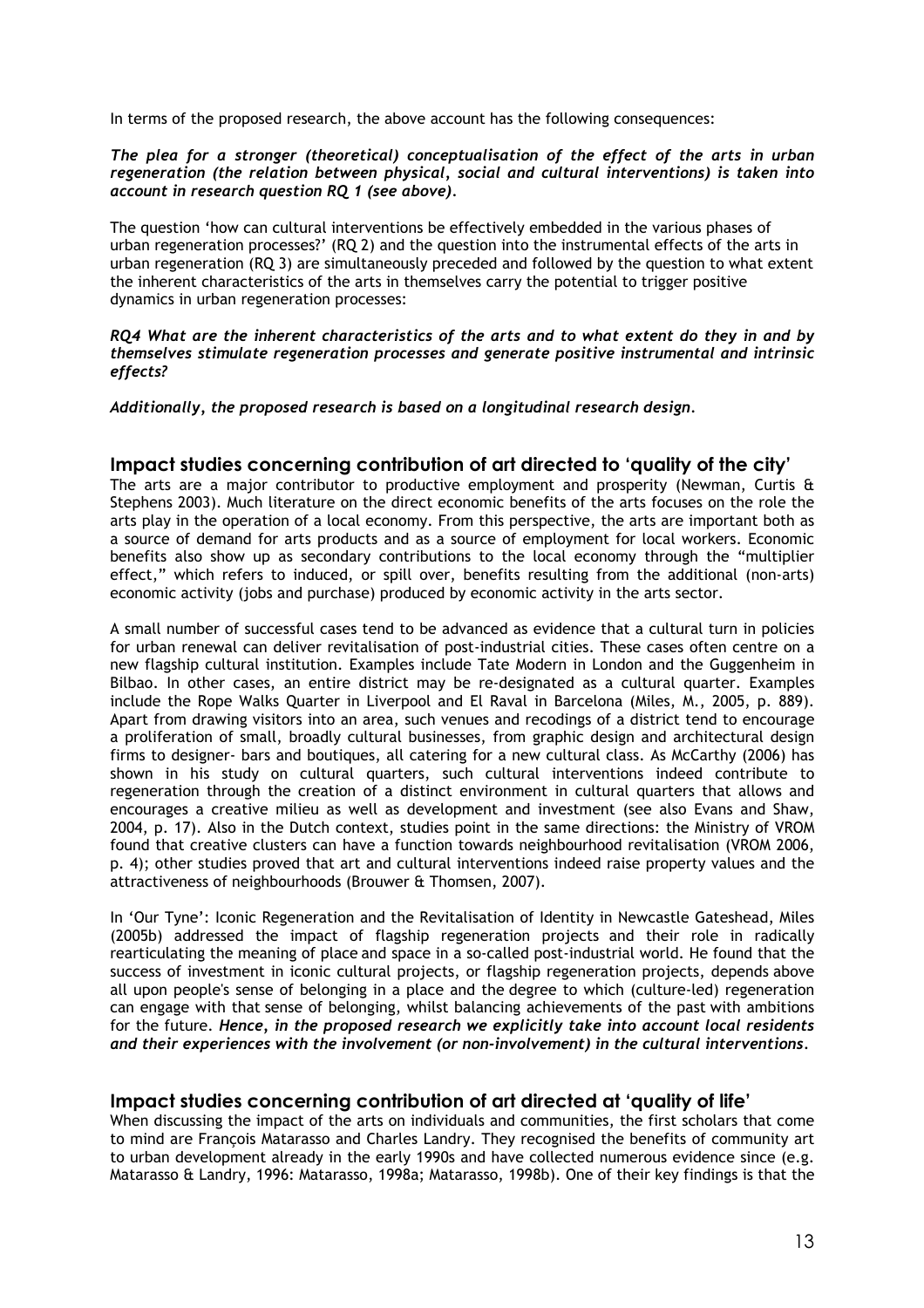In terms of the proposed research, the above account has the following consequences:

***The plea for a stronger (theoretical) conceptualisation of the effect of the arts in urban regeneration (the relation between physical, social and cultural interventions) is taken into account in research question RQ 1 (see above).***

The question 'how can cultural interventions be effectively embedded in the various phases of urban regeneration processes?' (RQ 2) and the question into the instrumental effects of the arts in urban regeneration (RQ 3) are simultaneously preceded and followed by the question to what extent the inherent characteristics of the arts in themselves carry the potential to trigger positive dynamics in urban regeneration processes:

***RQ4 What are the inherent characteristics of the arts and to what extent do they in and by themselves stimulate regeneration processes and generate positive instrumental and intrinsic effects?***

***Additionally, the proposed research is based on a longitudinal research design.***

## Impact studies concerning contribution of art directed to 'quality of the city'

The arts are a major contributor to productive employment and prosperity (Newman, Curtis & Stephens 2003). Much literature on the direct economic benefits of the arts focuses on the role the arts play in the operation of a local economy. From this perspective, the arts are important both as a source of demand for arts products and as a source of employment for local workers. Economic benefits also show up as secondary contributions to the local economy through the "multiplier effect," which refers to induced, or spill over, benefits resulting from the additional (non-arts) economic activity (jobs and purchase) produced by economic activity in the arts sector.

A small number of successful cases tend to be advanced as evidence that a cultural turn in policies for urban renewal can deliver revitalisation of post-industrial cities. These cases often centre on a new flagship cultural institution. Examples include Tate Modern in London and the Guggenheim in Bilbao. In other cases, an entire district may be re-designated as a cultural quarter. Examples include the Rope Walks Quarter in Liverpool and El Raval in Barcelona (Miles, M., 2005, p. 889). Apart from drawing visitors into an area, such venues and recodings of a district tend to encourage a proliferation of small, broadly cultural businesses, from graphic design and architectural design firms to designer- bars and boutiques, all catering for a new cultural class. As McCarthy (2006) has shown in his study on cultural quarters, such cultural interventions indeed contribute to regeneration through the creation of a distinct environment in cultural quarters that allows and encourages a creative milieu as well as development and investment (see also Evans and Shaw, 2004, p. 17). Also in the Dutch context, studies point in the same directions: the Ministry of VROM found that creative clusters can have a function towards neighbourhood revitalisation (VROM 2006, p. 4); other studies proved that art and cultural interventions indeed raise property values and the attractiveness of neighbourhoods (Brouwer & Thomsen, 2007).

In 'Our Tyne': Iconic Regeneration and the Revitalisation of Identity in Newcastle Gateshead, Miles (2005b) addressed the impact of flagship regeneration projects and their role in radically rearticulating the meaning of place and space in a so-called post-industrial world. He found that the success of investment in iconic cultural projects, or flagship regeneration projects, depends above all upon people's sense of belonging in a place and the degree to which (culture-led) regeneration can engage with that sense of belonging, whilst balancing achievements of the past with ambitions for the future. ***Hence, in the proposed research we explicitly take into account local residents and their experiences with the involvement (or non-involvement) in the cultural interventions.***

## Impact studies concerning contribution of art directed at 'quality of life'

When discussing the impact of the arts on individuals and communities, the first scholars that come to mind are François Matarasso and Charles Landry. They recognised the benefits of community art to urban development already in the early 1990s and have collected numerous evidence since (e.g. Matarasso & Landry, 1996: Matarasso, 1998a; Matarasso, 1998b). One of their key findings is that the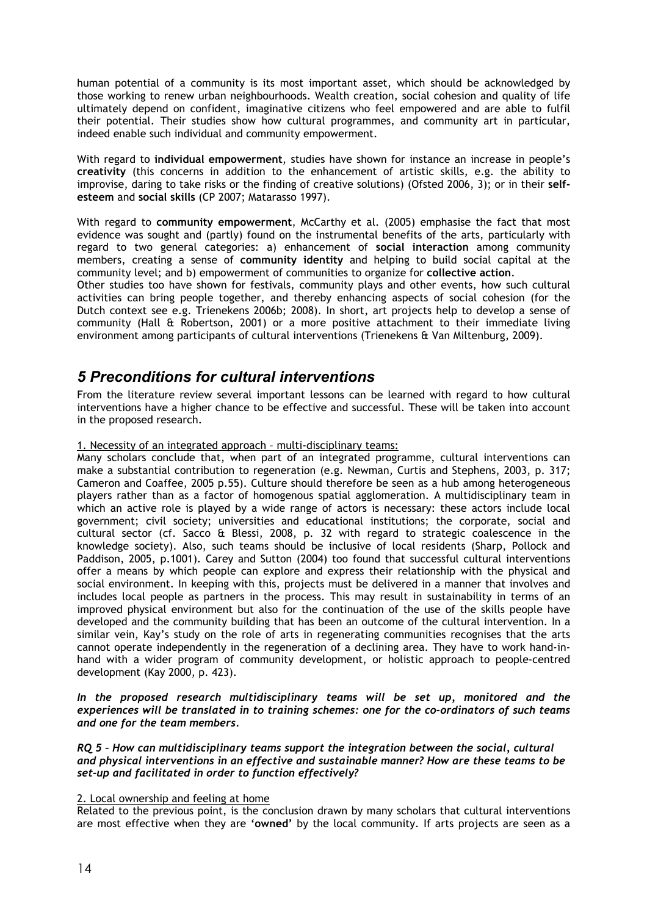human potential of a community is its most important asset, which should be acknowledged by those working to renew urban neighbourhoods. Wealth creation, social cohesion and quality of life ultimately depend on confident, imaginative citizens who feel empowered and are able to fulfil their potential. Their studies show how cultural programmes, and community art in particular, indeed enable such individual and community empowerment.

With regard to **individual empowerment**, studies have shown for instance an increase in people's **creativity** (this concerns in addition to the enhancement of artistic skills, e.g. the ability to improvise, daring to take risks or the finding of creative solutions) (Ofsted 2006, 3); or in their **self-esteem** and **social skills** (CP 2007; Matarasso 1997).

With regard to **community empowerment**, McCarthy et al. (2005) emphasise the fact that most evidence was sought and (partly) found on the instrumental benefits of the arts, particularly with regard to two general categories: a) enhancement of **social interaction** among community members, creating a sense of **community identity** and helping to build social capital at the community level; and b) empowerment of communities to organize for **collective action**.
Other studies too have shown for festivals, community plays and other events, how such cultural activities can bring people together, and thereby enhancing aspects of social cohesion (for the Dutch context see e.g. Trienekens 2006b; 2008). In short, art projects help to develop a sense of community (Hall & Robertson, 2001) or a more positive attachment to their immediate living environment among participants of cultural interventions (Trienekens & Van Miltenburg, 2009).

## *5 Preconditions for cultural interventions*

From the literature review several important lessons can be learned with regard to how cultural interventions have a higher chance to be effective and successful. These will be taken into account in the proposed research.

<u>1. Necessity of an integrated approach – multi-disciplinary teams:</u>
Many scholars conclude that, when part of an integrated programme, cultural interventions can make a substantial contribution to regeneration (e.g. Newman, Curtis and Stephens, 2003, p. 317; Cameron and Coaffee, 2005 p.55). Culture should therefore be seen as a hub among heterogeneous players rather than as a factor of homogenous spatial agglomeration. A multidisciplinary team in which an active role is played by a wide range of actors is necessary: these actors include local government; civil society; universities and educational institutions; the corporate, social and cultural sector (cf. Sacco & Blessi, 2008, p. 32 with regard to strategic coalescence in the knowledge society). Also, such teams should be inclusive of local residents (Sharp, Pollock and Paddison, 2005, p.1001). Carey and Sutton (2004) too found that successful cultural interventions offer a means by which people can explore and express their relationship with the physical and social environment. In keeping with this, projects must be delivered in a manner that involves and includes local people as partners in the process. This may result in sustainability in terms of an improved physical environment but also for the continuation of the use of the skills people have developed and the community building that has been an outcome of the cultural intervention. In a similar vein, Kay's study on the role of arts in regenerating communities recognises that the arts cannot operate independently in the regeneration of a declining area. They have to work hand-in-hand with a wider program of community development, or holistic approach to people-centred development (Kay 2000, p. 423).

***In the proposed research multidisciplinary teams will be set up, monitored and the experiences will be translated in to training schemes: one for the co-ordinators of such teams and one for the team members.***

***RQ 5 – How can multidisciplinary teams support the integration between the social, cultural and physical interventions in an effective and sustainable manner? How are these teams to be set-up and facilitated in order to function effectively?***

<u>2. Local ownership and feeling at home</u>
Related to the previous point, is the conclusion drawn by many scholars that cultural interventions are most effective when they are **'owned'** by the local community. If arts projects are seen as a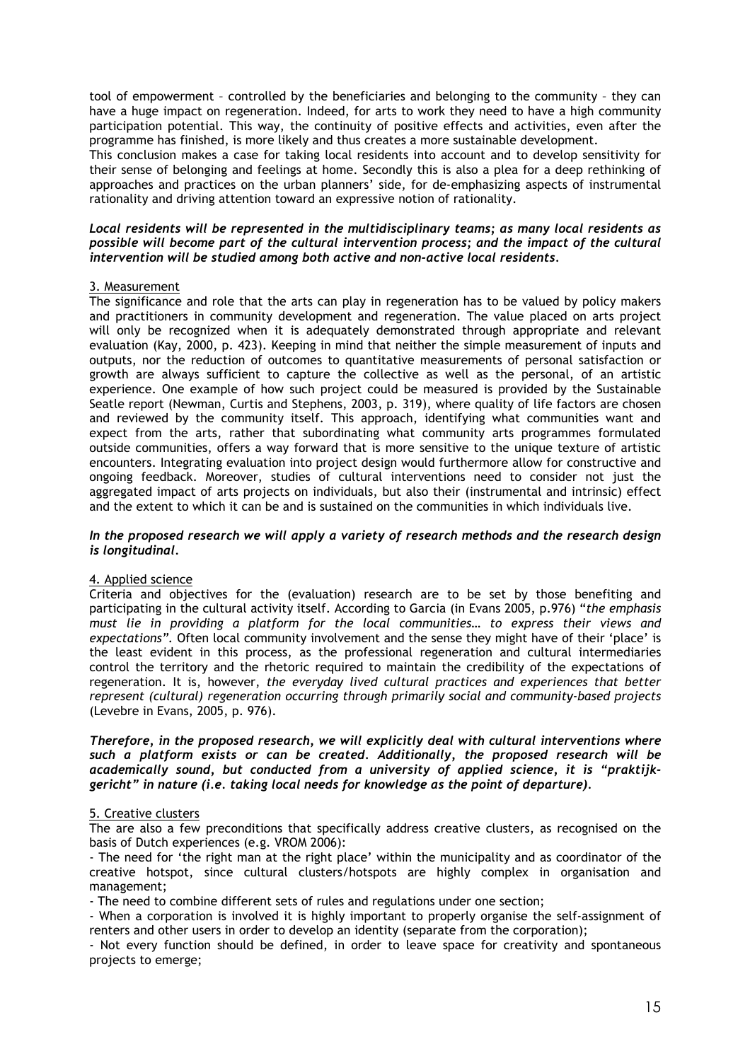tool of empowerment – controlled by the beneficiaries and belonging to the community – they can have a huge impact on regeneration. Indeed, for arts to work they need to have a high community participation potential. This way, the continuity of positive effects and activities, even after the programme has finished, is more likely and thus creates a more sustainable development.
This conclusion makes a case for taking local residents into account and to develop sensitivity for their sense of belonging and feelings at home. Secondly this is also a plea for a deep rethinking of approaches and practices on the urban planners' side, for de-emphasizing aspects of instrumental rationality and driving attention toward an expressive notion of rationality.

***Local residents will be represented in the multidisciplinary teams; as many local residents as possible will become part of the cultural intervention process; and the impact of the cultural intervention will be studied among both active and non-active local residents.***

3. Measurement

The significance and role that the arts can play in regeneration has to be valued by policy makers and practitioners in community development and regeneration. The value placed on arts project will only be recognized when it is adequately demonstrated through appropriate and relevant evaluation (Kay, 2000, p. 423). Keeping in mind that neither the simple measurement of inputs and outputs, nor the reduction of outcomes to quantitative measurements of personal satisfaction or growth are always sufficient to capture the collective as well as the personal, of an artistic experience. One example of how such project could be measured is provided by the Sustainable Seattle report (Newman, Curtis and Stephens, 2003, p. 319), where quality of life factors are chosen and reviewed by the community itself. This approach, identifying what communities want and expect from the arts, rather that subordinating what community arts programmes formulated outside communities, offers a way forward that is more sensitive to the unique texture of artistic encounters. Integrating evaluation into project design would furthermore allow for constructive and ongoing feedback. Moreover, studies of cultural interventions need to consider not just the aggregated impact of arts projects on individuals, but also their (instrumental and intrinsic) effect and the extent to which it can be and is sustained on the communities in which individuals live.

***In the proposed research we will apply a variety of research methods and the research design is longitudinal.***

4. Applied science

Criteria and objectives for the (evaluation) research are to be set by those benefiting and participating in the cultural activity itself. According to Garcia (in Evans 2005, p.976) "*the emphasis must lie in providing a platform for the local communities… to express their views and expectations*". Often local community involvement and the sense they might have of their 'place' is the least evident in this process, as the professional regeneration and cultural intermediaries control the territory and the rhetoric required to maintain the credibility of the expectations of regeneration. It is, however, *the everyday lived cultural practices and experiences that better represent (cultural) regeneration occurring through primarily social and community-based projects* (Levebre in Evans, 2005, p. 976).

***Therefore, in the proposed research, we will explicitly deal with cultural interventions where such a platform exists or can be created. Additionally, the proposed research will be academically sound, but conducted from a university of applied science, it is "praktijk-gericht" in nature (i.e. taking local needs for knowledge as the point of departure).***

5. Creative clusters

The are also a few preconditions that specifically address creative clusters, as recognised on the basis of Dutch experiences (e.g. VROM 2006):

- The need for 'the right man at the right place' within the municipality and as coordinator of the creative hotspot, since cultural clusters/hotspots are highly complex in organisation and management;
- The need to combine different sets of rules and regulations under one section;
- When a corporation is involved it is highly important to properly organise the self-assignment of renters and other users in order to develop an identity (separate from the corporation);
- Not every function should be defined, in order to leave space for creativity and spontaneous projects to emerge;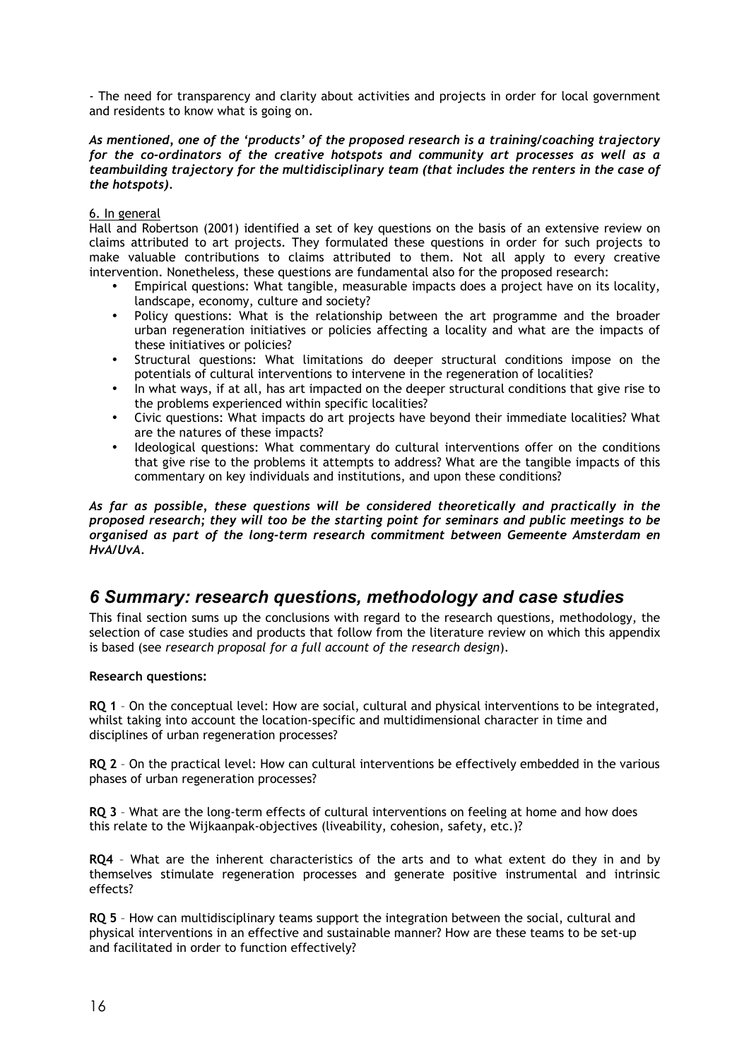- The need for transparency and clarity about activities and projects in order for local government and residents to know what is going on.

***As mentioned, one of the 'products' of the proposed research is a training/coaching trajectory for the co-ordinators of the creative hotspots and community art processes as well as a teambuilding trajectory for the multidisciplinary team (that includes the renters in the case of the hotspots).***

<u>6. In general</u>

Hall and Robertson (2001) identified a set of key questions on the basis of an extensive review on claims attributed to art projects. They formulated these questions in order for such projects to make valuable contributions to claims attributed to them. Not all apply to every creative intervention. Nonetheless, these questions are fundamental also for the proposed research:

- Empirical questions: What tangible, measurable impacts does a project have on its locality, landscape, economy, culture and society?
- Policy questions: What is the relationship between the art programme and the broader urban regeneration initiatives or policies affecting a locality and what are the impacts of these initiatives or policies?
- Structural questions: What limitations do deeper structural conditions impose on the potentials of cultural interventions to intervene in the regeneration of localities?
- In what ways, if at all, has art impacted on the deeper structural conditions that give rise to the problems experienced within specific localities?
- Civic questions: What impacts do art projects have beyond their immediate localities? What are the natures of these impacts?
- Ideological questions: What commentary do cultural interventions offer on the conditions that give rise to the problems it attempts to address? What are the tangible impacts of this commentary on key individuals and institutions, and upon these conditions?

***As far as possible, these questions will be considered theoretically and practically in the proposed research; they will too be the starting point for seminars and public meetings to be organised as part of the long-term research commitment between Gemeente Amsterdam en HvA/UvA.***

# 6 Summary: research questions, methodology and case studies

This final section sums up the conclusions with regard to the research questions, methodology, the selection of case studies and products that follow from the literature review on which this appendix is based (see *research proposal for a full account of the research design*).

**Research questions:**

**RQ 1** – On the conceptual level: How are social, cultural and physical interventions to be integrated, whilst taking into account the location-specific and multidimensional character in time and disciplines of urban regeneration processes?

**RQ 2** – On the practical level: How can cultural interventions be effectively embedded in the various phases of urban regeneration processes?

**RQ 3** – What are the long-term effects of cultural interventions on feeling at home and how does this relate to the Wijkaanpak-objectives (liveability, cohesion, safety, etc.)?

**RQ4** – What are the inherent characteristics of the arts and to what extent do they in and by themselves stimulate regeneration processes and generate positive instrumental and intrinsic effects?

**RQ 5** – How can multidisciplinary teams support the integration between the social, cultural and physical interventions in an effective and sustainable manner? How are these teams to be set-up and facilitated in order to function effectively?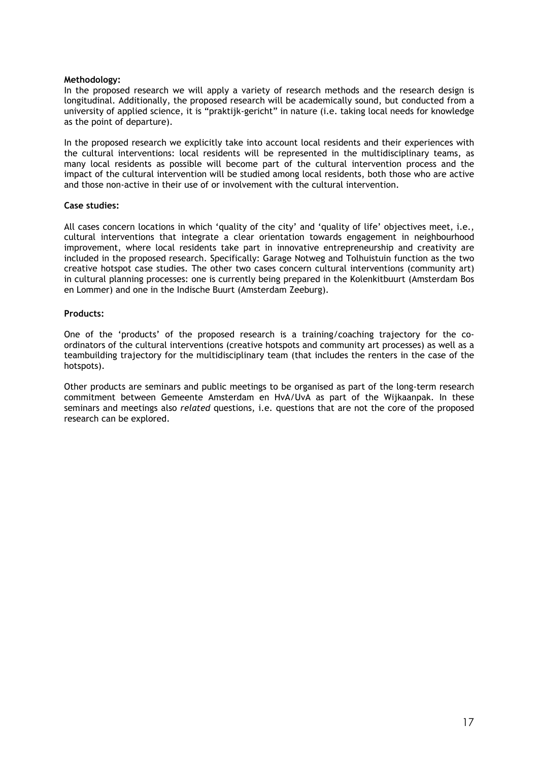**Methodology:**

In the proposed research we will apply a variety of research methods and the research design is longitudinal. Additionally, the proposed research will be academically sound, but conducted from a university of applied science, it is "praktijk-gericht" in nature (i.e. taking local needs for knowledge as the point of departure).

In the proposed research we explicitly take into account local residents and their experiences with the cultural interventions: local residents will be represented in the multidisciplinary teams, as many local residents as possible will become part of the cultural intervention process and the impact of the cultural intervention will be studied among local residents, both those who are active and those non-active in their use of or involvement with the cultural intervention.

**Case studies:**

All cases concern locations in which 'quality of the city' and 'quality of life' objectives meet, i.e., cultural interventions that integrate a clear orientation towards engagement in neighbourhood improvement, where local residents take part in innovative entrepreneurship and creativity are included in the proposed research. Specifically: Garage Notweg and Tolhuistuin function as the two creative hotspot case studies. The other two cases concern cultural interventions (community art) in cultural planning processes: one is currently being prepared in the Kolenkitbuurt (Amsterdam Bos en Lommer) and one in the Indische Buurt (Amsterdam Zeeburg).

**Products:**

One of the 'products' of the proposed research is a training/coaching trajectory for the co-ordinators of the cultural interventions (creative hotspots and community art processes) as well as a teambuilding trajectory for the multidisciplinary team (that includes the renters in the case of the hotspots).

Other products are seminars and public meetings to be organised as part of the long-term research commitment between Gemeente Amsterdam en HvA/UvA as part of the Wijkaanpak. In these seminars and meetings also *related* questions, i.e. questions that are not the core of the proposed research can be explored.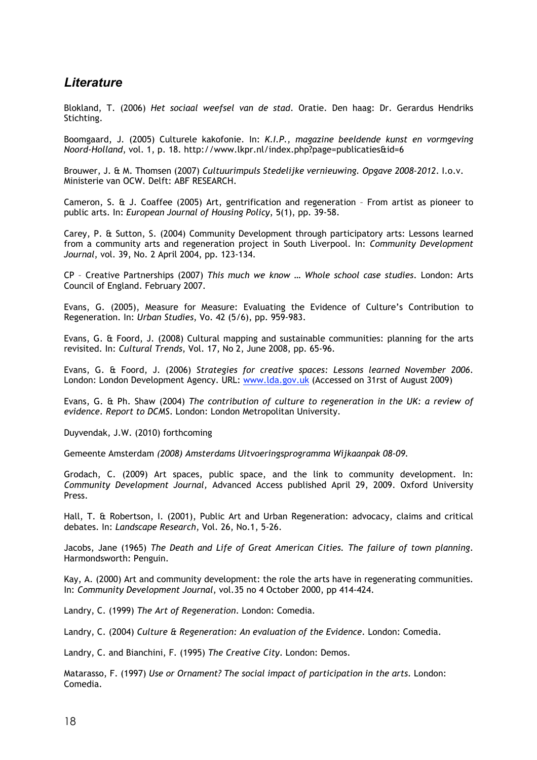## *Literature*

Blokland, T. (2006) *Het sociaal weefsel van de stad*. Oratie. Den haag: Dr. Gerardus Hendriks Stichting.

Boomgaard, J. (2005) Culturele kakofonie. In: *K.I.P., magazine beeldende kunst en vormgeving Noord-Holland*, vol. 1, p. 18. http://www.lkpr.nl/index.php?page=publicaties&id=6

Brouwer, J. & M. Thomsen (2007) *Cultuurimpuls Stedelijke vernieuwing. Opgave 2008-2012*. I.o.v. Ministerie van OCW. Delft: ABF RESEARCH.

Cameron, S. & J. Coaffee (2005) Art, gentrification and regeneration – From artist as pioneer to public arts. In: *European Journal of Housing Policy*, 5(1), pp. 39-58.

Carey, P. & Sutton, S. (2004) Community Development through participatory arts: Lessons learned from a community arts and regeneration project in South Liverpool. In: *Community Development Journal*, vol. 39, No. 2 April 2004, pp. 123-134.

CP – Creative Partnerships (2007) *This much we know … Whole school case studies*. London: Arts Council of England. February 2007.

Evans, G. (2005), Measure for Measure: Evaluating the Evidence of Culture's Contribution to Regeneration. In: *Urban Studies*, Vo. 42 (5/6), pp. 959-983.

Evans, G. & Foord, J. (2008) Cultural mapping and sustainable communities: planning for the arts revisited. In: *Cultural Trends*, Vol. 17, No 2, June 2008, pp. 65-96.

Evans, G. & Foord, J. (2006) *Strategies for creative spaces: Lessons learned November 2006*. London: London Development Agency. URL: www.lda.gov.uk (Accessed on 31rst of August 2009)

Evans, G. & Ph. Shaw (2004) *The contribution of culture to regeneration in the UK: a review of evidence. Report to DCMS*. London: London Metropolitan University.

Duyvendak, J.W. (2010) forthcoming

Gemeente Amsterdam *(2008) Amsterdams Uitvoeringsprogramma Wijkaanpak 08-09.*

Grodach, C. (2009) Art spaces, public space, and the link to community development. In: *Community Development Journal,* Advanced Access published April 29, 2009. Oxford University Press.

Hall, T. & Robertson, I. (2001), Public Art and Urban Regeneration: advocacy, claims and critical debates. In: *Landscape Research*, Vol. 26, No.1, 5-26.

Jacobs, Jane (1965) *The Death and Life of Great American Cities. The failure of town planning.* Harmondsworth: Penguin.

Kay, A. (2000) Art and community development: the role the arts have in regenerating communities. In: *Community Development Journal*, vol.35 no 4 October 2000, pp 414-424.

Landry, C. (1999) *The Art of Regeneration*. London: Comedia.

Landry, C. (2004) *Culture & Regeneration: An evaluation of the Evidence*. London: Comedia.

Landry, C. and Bianchini, F. (1995) *The Creative City*. London: Demos.

Matarasso, F. (1997) *Use or Ornament? The social impact of participation in the arts*. London: Comedia.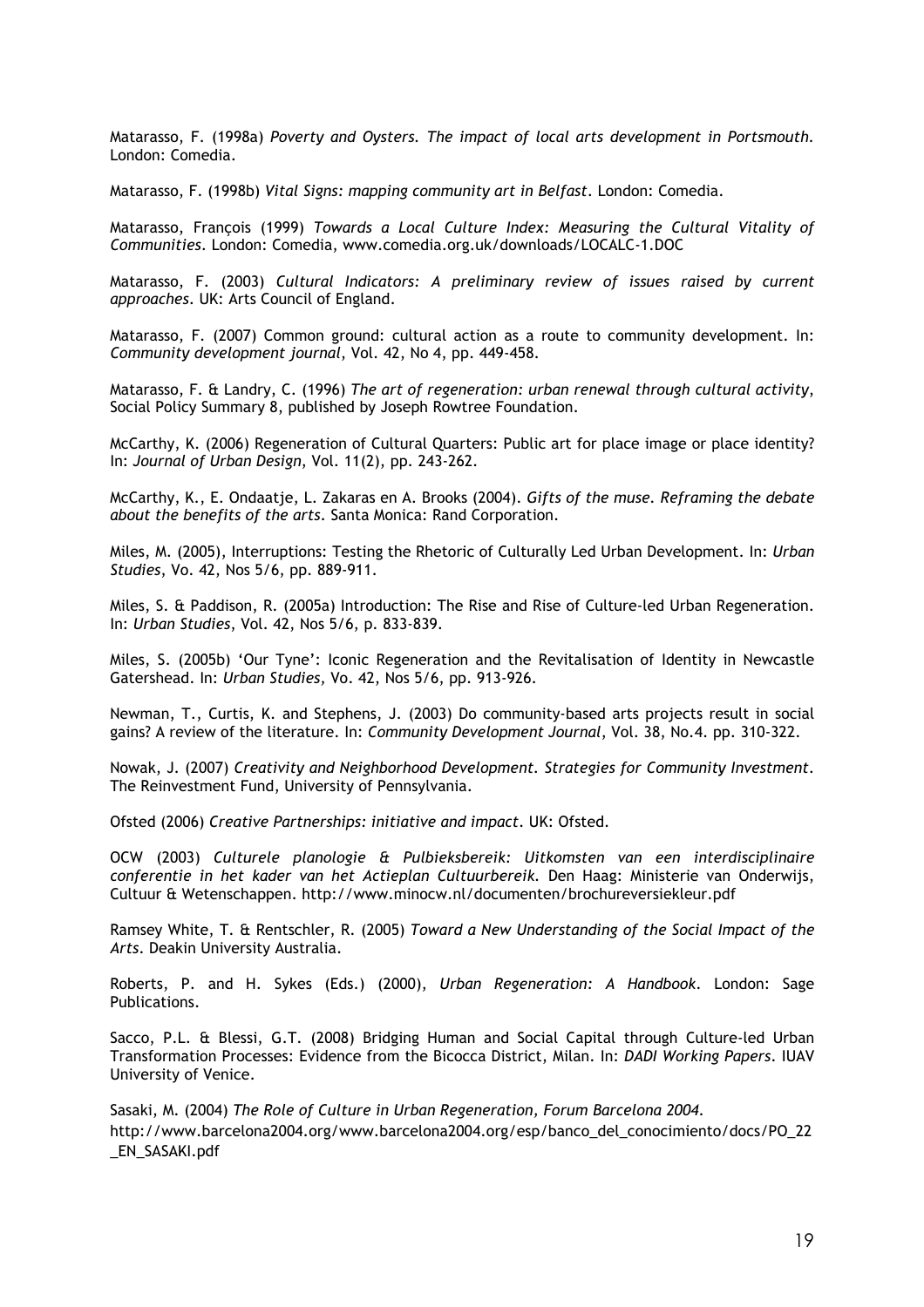Matarasso, F. (1998a) *Poverty and Oysters. The impact of local arts development in Portsmouth.* London: Comedia.

Matarasso, F. (1998b) *Vital Signs: mapping community art in Belfast*. London: Comedia.

Matarasso, François (1999) *Towards a Local Culture Index: Measuring the Cultural Vitality of Communities*. London: Comedia, www.comedia.org.uk/downloads/LOCALC-1.DOC

Matarasso, F. (2003) *Cultural Indicators: A preliminary review of issues raised by current approaches*. UK: Arts Council of England.

Matarasso, F. (2007) Common ground: cultural action as a route to community development. In: *Community development journal*, Vol. 42, No 4, pp. 449-458.

Matarasso, F. & Landry, C. (1996) *The art of regeneration: urban renewal through cultural activity*, Social Policy Summary 8, published by Joseph Rowtree Foundation.

McCarthy, K. (2006) Regeneration of Cultural Quarters: Public art for place image or place identity? In: *Journal of Urban Design*, Vol. 11(2), pp. 243-262.

McCarthy, K., E. Ondaatje, L. Zakaras en A. Brooks (2004). *Gifts of the muse. Reframing the debate about the benefits of the arts*. Santa Monica: Rand Corporation.

Miles, M. (2005), Interruptions: Testing the Rhetoric of Culturally Led Urban Development. In: *Urban Studies*, Vo. 42, Nos 5/6, pp. 889-911.

Miles, S. & Paddison, R. (2005a) Introduction: The Rise and Rise of Culture-led Urban Regeneration. In: *Urban Studies*, Vol. 42, Nos 5/6, p. 833-839.

Miles, S. (2005b) 'Our Tyne': Iconic Regeneration and the Revitalisation of Identity in Newcastle Gatershead. In: *Urban Studies*, Vo. 42, Nos 5/6, pp. 913-926.

Newman, T., Curtis, K. and Stephens, J. (2003) Do community-based arts projects result in social gains? A review of the literature. In: *Community Development Journal*, Vol. 38, No.4. pp. 310-322.

Nowak, J. (2007) *Creativity and Neighborhood Development. Strategies for Community Investment*. The Reinvestment Fund, University of Pennsylvania.

Ofsted (2006) *Creative Partnerships: initiative and impact*. UK: Ofsted.

OCW (2003) *Culturele planologie & Pulbieksbereik: Uitkomsten van een interdisciplinaire conferentie in het kader van het Actieplan Cultuurbereik.* Den Haag: Ministerie van Onderwijs, Cultuur & Wetenschappen. http://www.minocw.nl/documenten/brochureversiekleur.pdf

Ramsey White, T. & Rentschler, R. (2005) *Toward a New Understanding of the Social Impact of the Arts*. Deakin University Australia.

Roberts, P. and H. Sykes (Eds.) (2000), *Urban Regeneration: A Handbook*. London: Sage Publications.

Sacco, P.L. & Blessi, G.T. (2008) Bridging Human and Social Capital through Culture-led Urban Transformation Processes: Evidence from the Bicocca District, Milan. In: *DADI Working Papers*. IUAV University of Venice.

Sasaki, M. (2004) *The Role of Culture in Urban Regeneration, Forum Barcelona 2004.* http://www.barcelona2004.org/www.barcelona2004.org/esp/banco_del_conocimiento/docs/PO_22_EN_SASAKI.pdf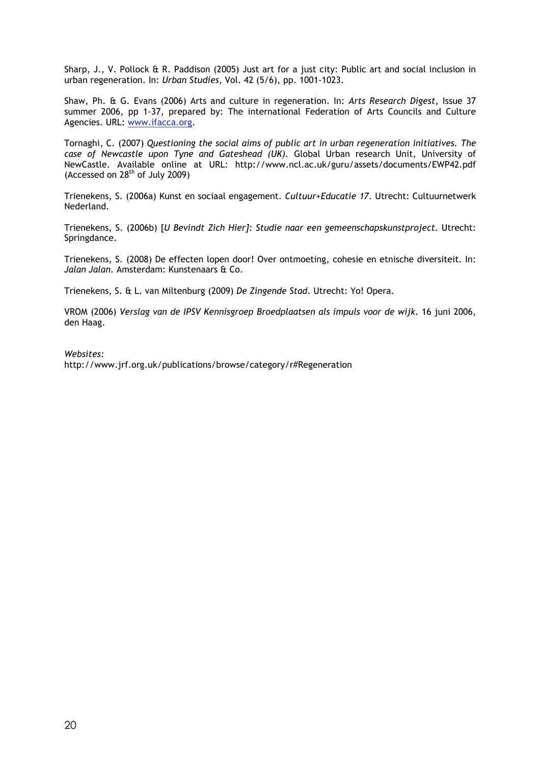Sharp, J., V. Pollock & R. Paddison (2005) Just art for a just city: Public art and social inclusion in urban regeneration. In: *Urban Studies*, Vol. 42 (5/6), pp. 1001-1023.

Shaw, Ph. & G. Evans (2006) Arts and culture in regeneration. In: *Arts Research Digest*, Issue 37 summer 2006, pp 1-37, prepared by: The international Federation of Arts Councils and Culture Agencies. URL: www.ifacca.org.

Tornaghi, C. (2007) *Questioning the social aims of public art in urban regeneration initiatives. The case of Newcastle upon Tyne and Gateshead (UK).* Global Urban research Unit, University of NewCastle. Available online at URL: http://www.ncl.ac.uk/guru/assets/documents/EWP42.pdf (Accessed on 28th of July 2009)

Trienekens, S. (2006a) Kunst en sociaal engagement. *Cultuur+Educatie 17*. Utrecht: Cultuurnetwerk Nederland.

Trienekens, S. (2006b) [*U Bevindt Zich Hier]: Studie naar een gemeenschapskunstproject*. Utrecht: Springdance.

Trienekens, S. (2008) De effecten lopen door! Over ontmoeting, cohesie en etnische diversiteit. In: *Jalan Jalan*. Amsterdam: Kunstenaars & Co.

Trienekens, S. & L. van Miltenburg (2009) *De Zingende Stad*. Utrecht: Yo! Opera.

VROM (2006) *Verslag van de IPSV Kennisgroep Broedplaatsen als impuls voor de wijk*. 16 juni 2006, den Haag.

*Websites:*
http://www.jrf.org.uk/publications/browse/category/r#Regeneration